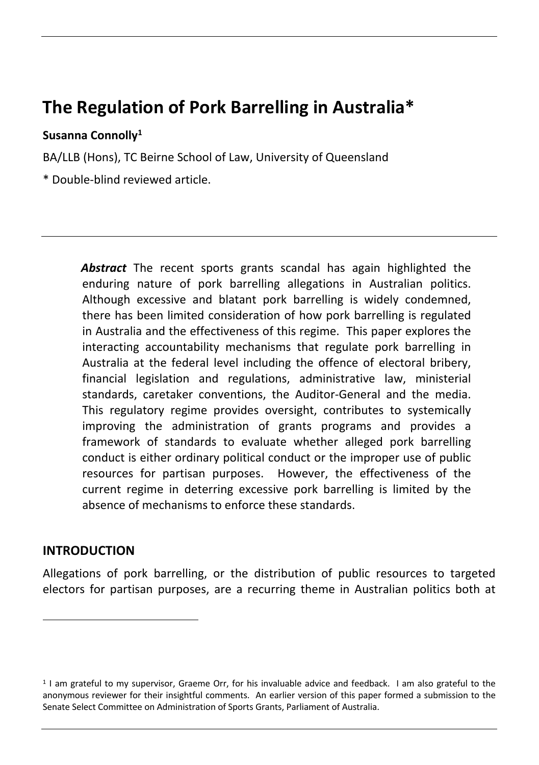# The Regulation of Pork Barrelling in Australia*

**Susanna Connolly**[1]

BA/LLB (Hons), TC Beirne School of Law, University of Queensland

* Double-blind reviewed article.

> ***Abstract*** The recent sports grants scandal has again highlighted the enduring nature of pork barrelling allegations in Australian politics. Although excessive and blatant pork barrelling is widely condemned, there has been limited consideration of how pork barrelling is regulated in Australia and the effectiveness of this regime. This paper explores the interacting accountability mechanisms that regulate pork barrelling in Australia at the federal level including the offence of electoral bribery, financial legislation and regulations, administrative law, ministerial standards, caretaker conventions, the Auditor-General and the media. This regulatory regime provides oversight, contributes to systemically improving the administration of grants programs and provides a framework of standards to evaluate whether alleged pork barrelling conduct is either ordinary political conduct or the improper use of public resources for partisan purposes. However, the effectiveness of the current regime in deterring excessive pork barrelling is limited by the absence of mechanisms to enforce these standards.

## INTRODUCTION

Allegations of pork barrelling, or the distribution of public resources to targeted electors for partisan purposes, are a recurring theme in Australian politics both at

---

[1] I am grateful to my supervisor, Graeme Orr, for his invaluable advice and feedback. I am also grateful to the anonymous reviewer for their insightful comments. An earlier version of this paper formed a submission to the Senate Select Committee on Administration of Sports Grants, Parliament of Australia.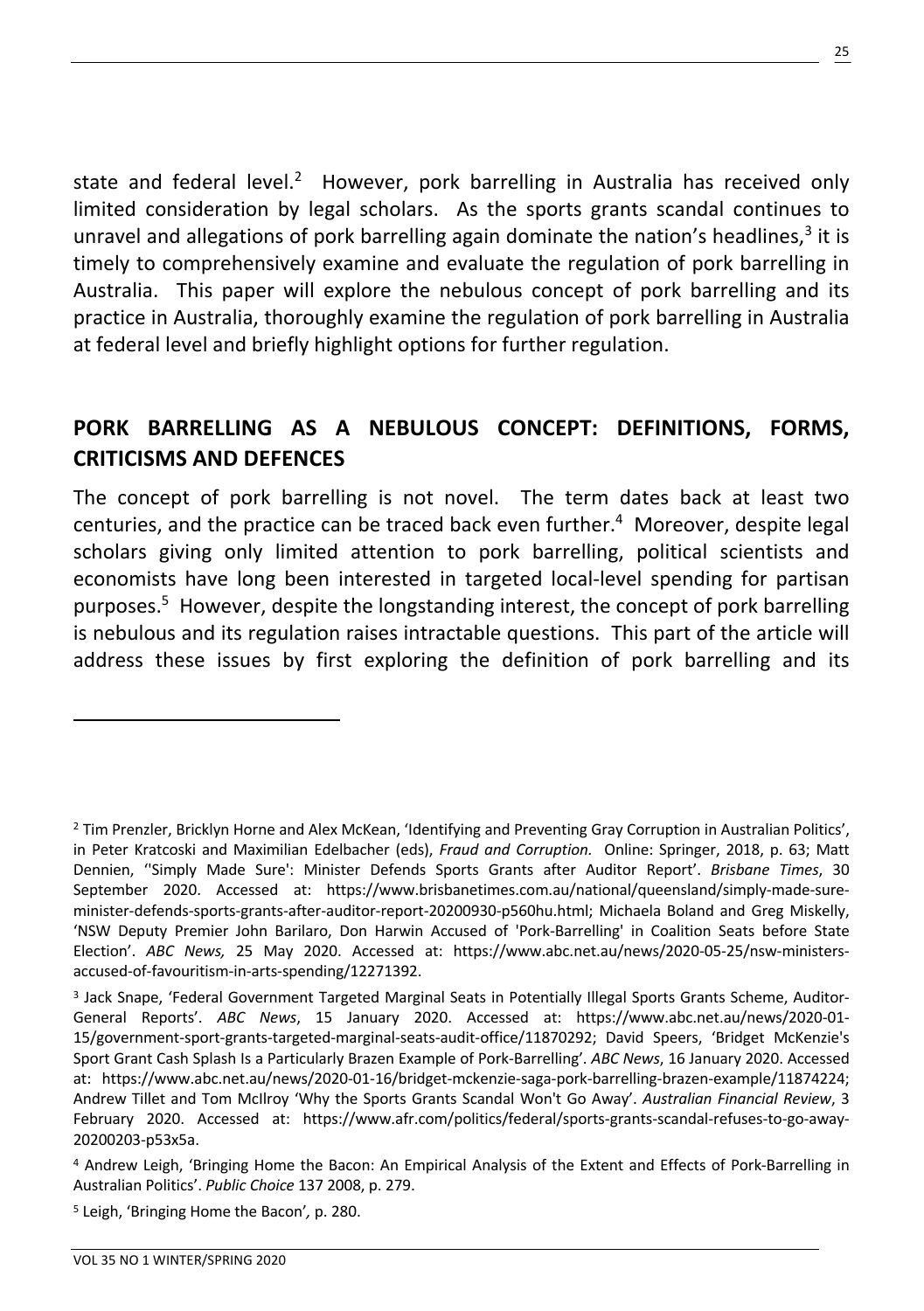state and federal level.[2] However, pork barrelling in Australia has received only limited consideration by legal scholars. As the sports grants scandal continues to unravel and allegations of pork barrelling again dominate the nation's headlines,[3] it is timely to comprehensively examine and evaluate the regulation of pork barrelling in Australia. This paper will explore the nebulous concept of pork barrelling and its practice in Australia, thoroughly examine the regulation of pork barrelling in Australia at federal level and briefly highlight options for further regulation.

## PORK BARRELLING AS A NEBULOUS CONCEPT: DEFINITIONS, FORMS, CRITICISMS AND DEFENCES

The concept of pork barrelling is not novel. The term dates back at least two centuries, and the practice can be traced back even further.[4] Moreover, despite legal scholars giving only limited attention to pork barrelling, political scientists and economists have long been interested in targeted local-level spending for partisan purposes.[5] However, despite the longstanding interest, the concept of pork barrelling is nebulous and its regulation raises intractable questions. This part of the article will address these issues by first exploring the definition of pork barrelling and its

---

[2] Tim Prenzler, Bricklyn Horne and Alex McKean, 'Identifying and Preventing Gray Corruption in Australian Politics', in Peter Kratcoski and Maximilian Edelbacher (eds), *Fraud and Corruption.* Online: Springer, 2018, p. 63; Matt Dennien, ''Simply Made Sure': Minister Defends Sports Grants after Auditor Report'. *Brisbane Times*, 30 September 2020. Accessed at: https://www.brisbanetimes.com.au/national/queensland/simply-made-sure-minister-defends-sports-grants-after-auditor-report-20200930-p560hu.html; Michaela Boland and Greg Miskelly, 'NSW Deputy Premier John Barilaro, Don Harwin Accused of 'Pork-Barrelling' in Coalition Seats before State Election'. *ABC News,* 25 May 2020. Accessed at: https://www.abc.net.au/news/2020-05-25/nsw-ministers-accused-of-favouritism-in-arts-spending/12271392.

[3] Jack Snape, 'Federal Government Targeted Marginal Seats in Potentially Illegal Sports Grants Scheme, Auditor-General Reports'. *ABC News*, 15 January 2020. Accessed at: https://www.abc.net.au/news/2020-01-15/government-sport-grants-targeted-marginal-seats-audit-office/11870292; David Speers, 'Bridget McKenzie's Sport Grant Cash Splash Is a Particularly Brazen Example of Pork-Barrelling'. *ABC News*, 16 January 2020. Accessed at: https://www.abc.net.au/news/2020-01-16/bridget-mckenzie-saga-pork-barrelling-brazen-example/11874224; Andrew Tillet and Tom McIlroy 'Why the Sports Grants Scandal Won't Go Away'. *Australian Financial Review*, 3 February 2020. Accessed at: https://www.afr.com/politics/federal/sports-grants-scandal-refuses-to-go-away-20200203-p53x5a.

[4] Andrew Leigh, 'Bringing Home the Bacon: An Empirical Analysis of the Extent and Effects of Pork-Barrelling in Australian Politics'. *Public Choice* 137 2008, p. 279.

[5] Leigh, 'Bringing Home the Bacon'*,* p. 280.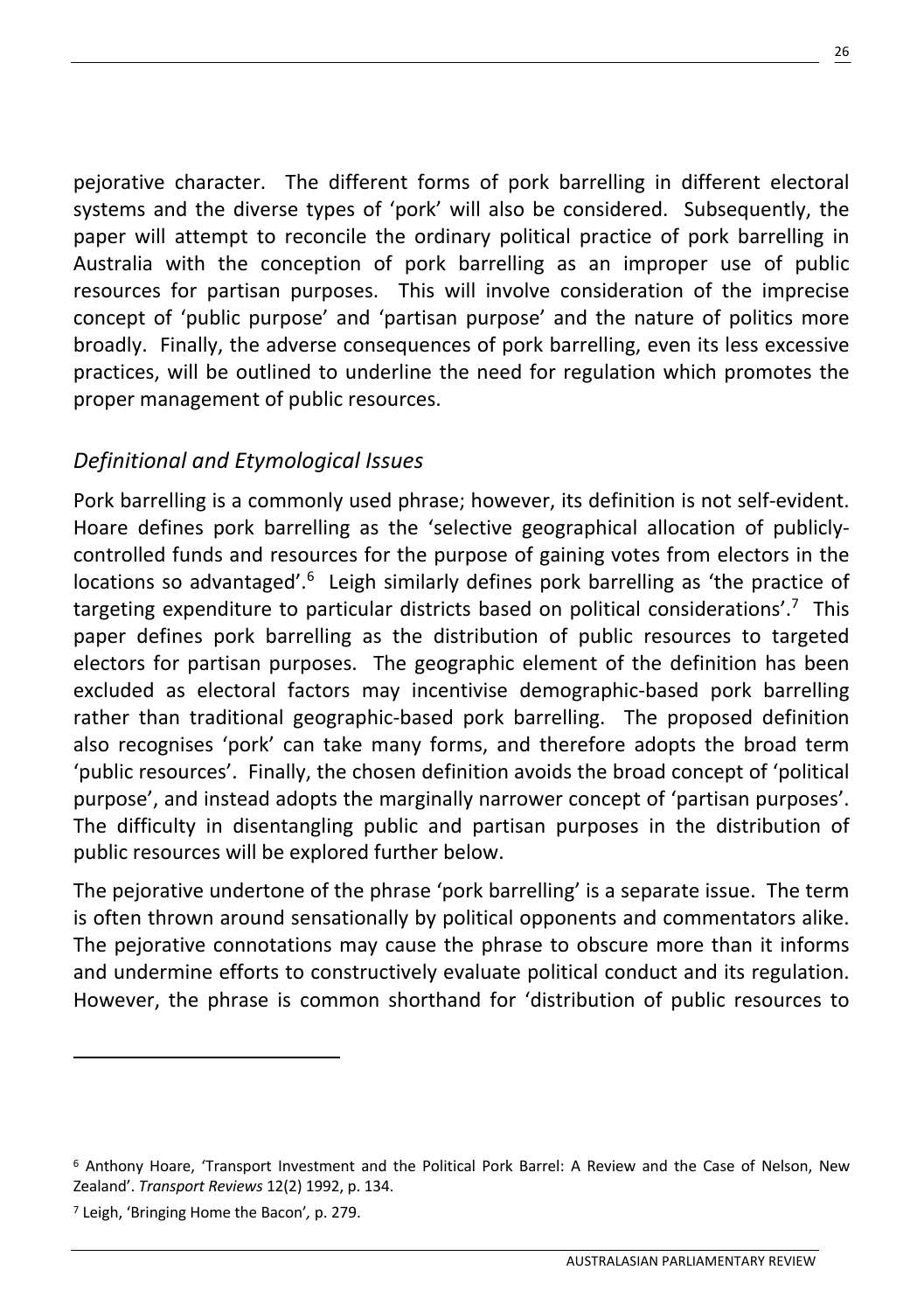pejorative character. The different forms of pork barrelling in different electoral systems and the diverse types of 'pork' will also be considered. Subsequently, the paper will attempt to reconcile the ordinary political practice of pork barrelling in Australia with the conception of pork barrelling as an improper use of public resources for partisan purposes. This will involve consideration of the imprecise concept of 'public purpose' and 'partisan purpose' and the nature of politics more broadly. Finally, the adverse consequences of pork barrelling, even its less excessive practices, will be outlined to underline the need for regulation which promotes the proper management of public resources.

## *Definitional and Etymological Issues*

Pork barrelling is a commonly used phrase; however, its definition is not self-evident. Hoare defines pork barrelling as the 'selective geographical allocation of publicly-controlled funds and resources for the purpose of gaining votes from electors in the locations so advantaged'.[6] Leigh similarly defines pork barrelling as 'the practice of targeting expenditure to particular districts based on political considerations'.[7] This paper defines pork barrelling as the distribution of public resources to targeted electors for partisan purposes. The geographic element of the definition has been excluded as electoral factors may incentivise demographic-based pork barrelling rather than traditional geographic-based pork barrelling. The proposed definition also recognises 'pork' can take many forms, and therefore adopts the broad term 'public resources'. Finally, the chosen definition avoids the broad concept of 'political purpose', and instead adopts the marginally narrower concept of 'partisan purposes'. The difficulty in disentangling public and partisan purposes in the distribution of public resources will be explored further below.

The pejorative undertone of the phrase 'pork barrelling' is a separate issue. The term is often thrown around sensationally by political opponents and commentators alike. The pejorative connotations may cause the phrase to obscure more than it informs and undermine efforts to constructively evaluate political conduct and its regulation. However, the phrase is common shorthand for 'distribution of public resources to

---

[6] Anthony Hoare, 'Transport Investment and the Political Pork Barrel: A Review and the Case of Nelson, New Zealand'. *Transport Reviews* 12(2) 1992, p. 134.

[7] Leigh, 'Bringing Home the Bacon', p. 279.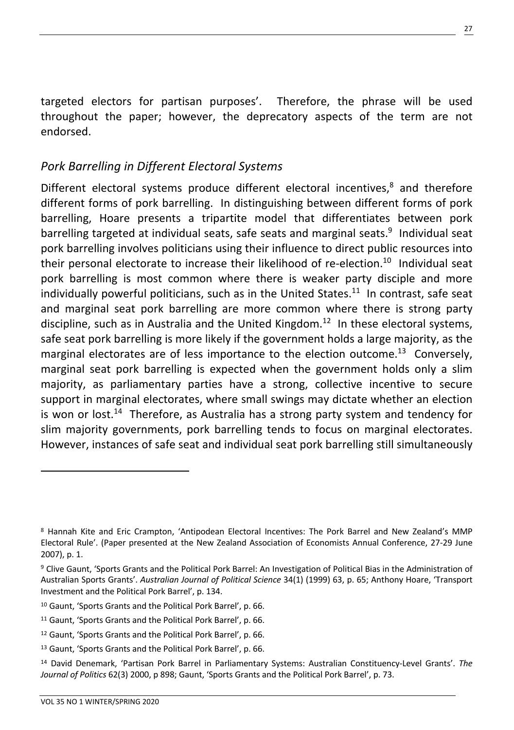targeted electors for partisan purposes'. Therefore, the phrase will be used throughout the paper; however, the deprecatory aspects of the term are not endorsed.

## *Pork Barrelling in Different Electoral Systems*

Different electoral systems produce different electoral incentives,[8] and therefore different forms of pork barrelling. In distinguishing between different forms of pork barrelling, Hoare presents a tripartite model that differentiates between pork barrelling targeted at individual seats, safe seats and marginal seats.[9] Individual seat pork barrelling involves politicians using their influence to direct public resources into their personal electorate to increase their likelihood of re-election.[10] Individual seat pork barrelling is most common where there is weaker party disciple and more individually powerful politicians, such as in the United States.[11] In contrast, safe seat and marginal seat pork barrelling are more common where there is strong party discipline, such as in Australia and the United Kingdom.[12] In these electoral systems, safe seat pork barrelling is more likely if the government holds a large majority, as the marginal electorates are of less importance to the election outcome.[13] Conversely, marginal seat pork barrelling is expected when the government holds only a slim majority, as parliamentary parties have a strong, collective incentive to secure support in marginal electorates, where small swings may dictate whether an election is won or lost.[14] Therefore, as Australia has a strong party system and tendency for slim majority governments, pork barrelling tends to focus on marginal electorates. However, instances of safe seat and individual seat pork barrelling still simultaneously

---

[8] Hannah Kite and Eric Crampton, 'Antipodean Electoral Incentives: The Pork Barrel and New Zealand's MMP Electoral Rule'. (Paper presented at the New Zealand Association of Economists Annual Conference, 27-29 June 2007), p. 1.

[9] Clive Gaunt, 'Sports Grants and the Political Pork Barrel: An Investigation of Political Bias in the Administration of Australian Sports Grants'. *Australian Journal of Political Science* 34(1) (1999) 63, p. 65; Anthony Hoare, 'Transport Investment and the Political Pork Barrel', p. 134.

[10] Gaunt, 'Sports Grants and the Political Pork Barrel', p. 66.

[11] Gaunt, 'Sports Grants and the Political Pork Barrel', p. 66.

[12] Gaunt, 'Sports Grants and the Political Pork Barrel', p. 66.

[13] Gaunt, 'Sports Grants and the Political Pork Barrel', p. 66.

[14] David Denemark, 'Partisan Pork Barrel in Parliamentary Systems: Australian Constituency-Level Grants'. *The Journal of Politics* 62(3) 2000, p 898; Gaunt, 'Sports Grants and the Political Pork Barrel', p. 73.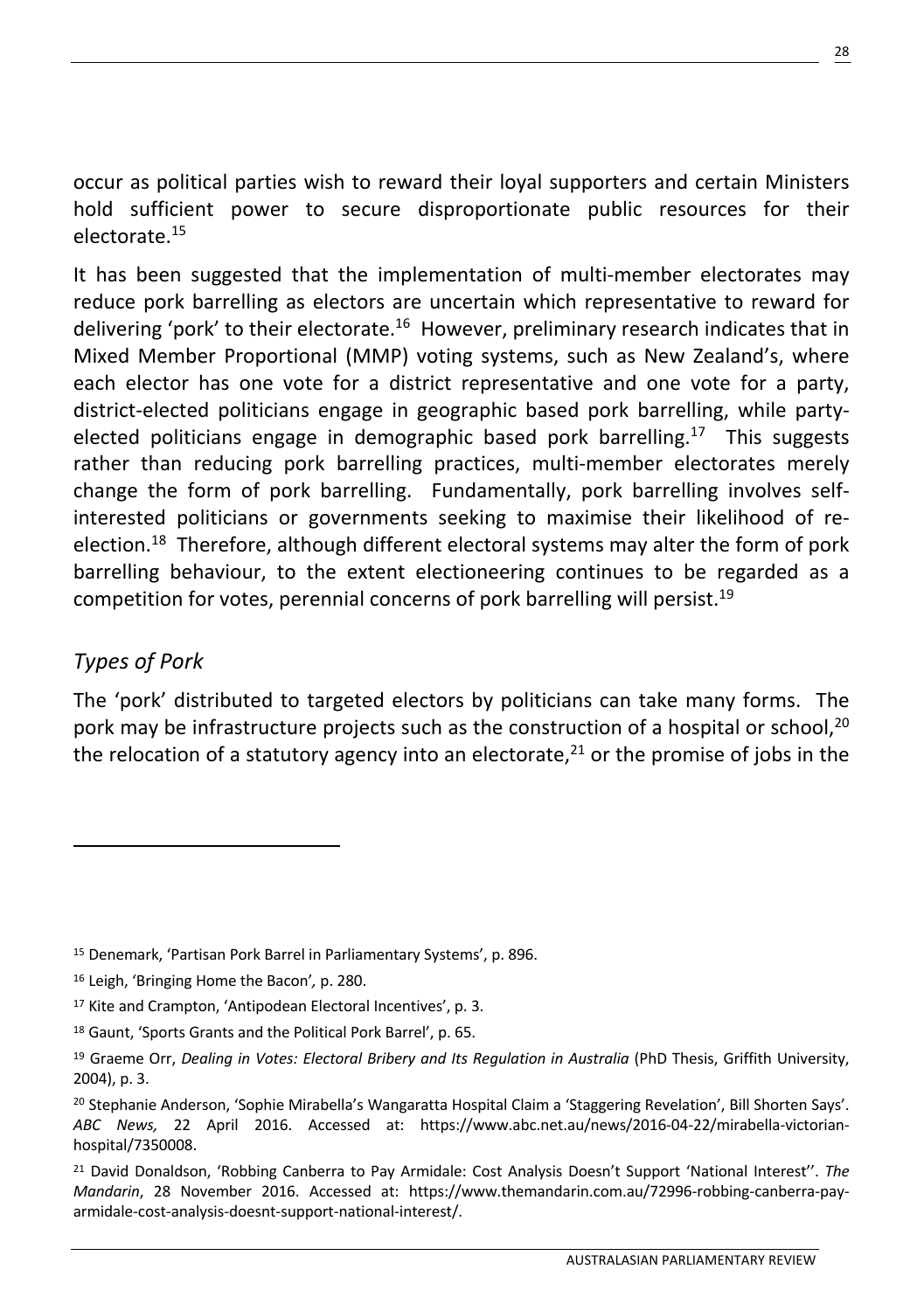occur as political parties wish to reward their loyal supporters and certain Ministers hold sufficient power to secure disproportionate public resources for their electorate.[15]

It has been suggested that the implementation of multi-member electorates may reduce pork barrelling as electors are uncertain which representative to reward for delivering 'pork' to their electorate.[16] However, preliminary research indicates that in Mixed Member Proportional (MMP) voting systems, such as New Zealand's, where each elector has one vote for a district representative and one vote for a party, district-elected politicians engage in geographic based pork barrelling, while party-elected politicians engage in demographic based pork barrelling.[17] This suggests rather than reducing pork barrelling practices, multi-member electorates merely change the form of pork barrelling. Fundamentally, pork barrelling involves self-interested politicians or governments seeking to maximise their likelihood of re-election.[18] Therefore, although different electoral systems may alter the form of pork barrelling behaviour, to the extent electioneering continues to be regarded as a competition for votes, perennial concerns of pork barrelling will persist.[19]

## *Types of Pork*

The 'pork' distributed to targeted electors by politicians can take many forms. The pork may be infrastructure projects such as the construction of a hospital or school,[20] the relocation of a statutory agency into an electorate,[21] or the promise of jobs in the

---

[15] Denemark, 'Partisan Pork Barrel in Parliamentary Systems', p. 896.

[16] Leigh, 'Bringing Home the Bacon', p. 280.

[17] Kite and Crampton, 'Antipodean Electoral Incentives', p. 3.

[18] Gaunt, 'Sports Grants and the Political Pork Barrel', p. 65.

[19] Graeme Orr, *Dealing in Votes: Electoral Bribery and Its Regulation in Australia* (PhD Thesis, Griffith University, 2004), p. 3.

[20] Stephanie Anderson, 'Sophie Mirabella's Wangaratta Hospital Claim a 'Staggering Revelation', Bill Shorten Says'. *ABC News,* 22 April 2016. Accessed at: https://www.abc.net.au/news/2016-04-22/mirabella-victorian-hospital/7350008.

[21] David Donaldson, 'Robbing Canberra to Pay Armidale: Cost Analysis Doesn't Support 'National Interest''. *The Mandarin*, 28 November 2016. Accessed at: https://www.themandarin.com.au/72996-robbing-canberra-pay-armidale-cost-analysis-doesnt-support-national-interest/.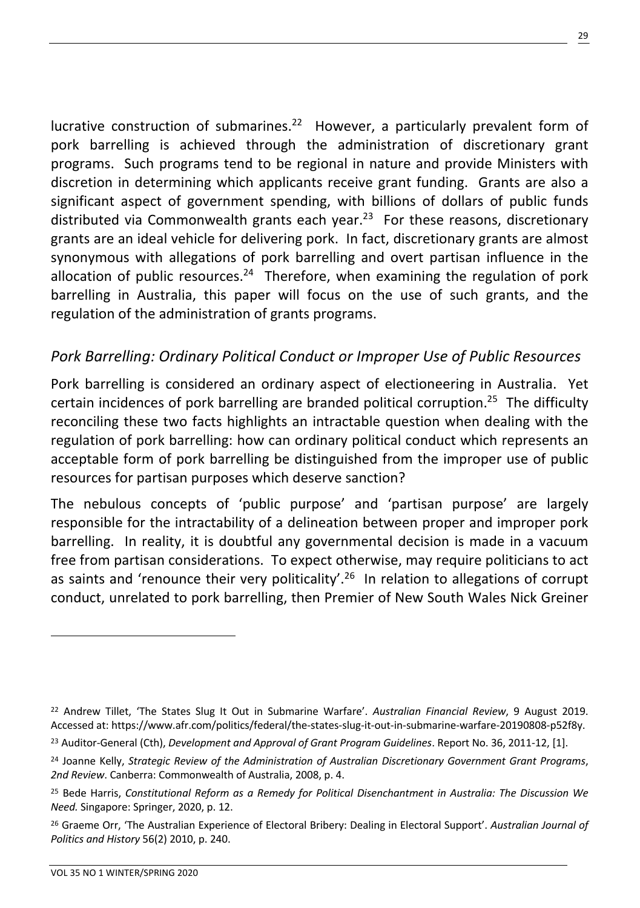lucrative construction of submarines.[22] However, a particularly prevalent form of pork barrelling is achieved through the administration of discretionary grant programs. Such programs tend to be regional in nature and provide Ministers with discretion in determining which applicants receive grant funding. Grants are also a significant aspect of government spending, with billions of dollars of public funds distributed via Commonwealth grants each year.[23] For these reasons, discretionary grants are an ideal vehicle for delivering pork. In fact, discretionary grants are almost synonymous with allegations of pork barrelling and overt partisan influence in the allocation of public resources.[24] Therefore, when examining the regulation of pork barrelling in Australia, this paper will focus on the use of such grants, and the regulation of the administration of grants programs.

## *Pork Barrelling: Ordinary Political Conduct or Improper Use of Public Resources*

Pork barrelling is considered an ordinary aspect of electioneering in Australia. Yet certain incidences of pork barrelling are branded political corruption.[25] The difficulty reconciling these two facts highlights an intractable question when dealing with the regulation of pork barrelling: how can ordinary political conduct which represents an acceptable form of pork barrelling be distinguished from the improper use of public resources for partisan purposes which deserve sanction?

The nebulous concepts of 'public purpose' and 'partisan purpose' are largely responsible for the intractability of a delineation between proper and improper pork barrelling. In reality, it is doubtful any governmental decision is made in a vacuum free from partisan considerations. To expect otherwise, may require politicians to act as saints and 'renounce their very politicality'.[26] In relation to allegations of corrupt conduct, unrelated to pork barrelling, then Premier of New South Wales Nick Greiner

---

[22] Andrew Tillet, 'The States Slug It Out in Submarine Warfare'. *Australian Financial Review*, 9 August 2019. Accessed at: https://www.afr.com/politics/federal/the-states-slug-it-out-in-submarine-warfare-20190808-p52f8y.

[23] Auditor-General (Cth), *Development and Approval of Grant Program Guidelines*. Report No. 36, 2011-12, [1].

[24] Joanne Kelly, *Strategic Review of the Administration of Australian Discretionary Government Grant Programs, 2nd Review*. Canberra: Commonwealth of Australia, 2008, p. 4.

[25] Bede Harris, *Constitutional Reform as a Remedy for Political Disenchantment in Australia: The Discussion We Need.* Singapore: Springer, 2020, p. 12.

[26] Graeme Orr, 'The Australian Experience of Electoral Bribery: Dealing in Electoral Support'. *Australian Journal of Politics and History* 56(2) 2010, p. 240.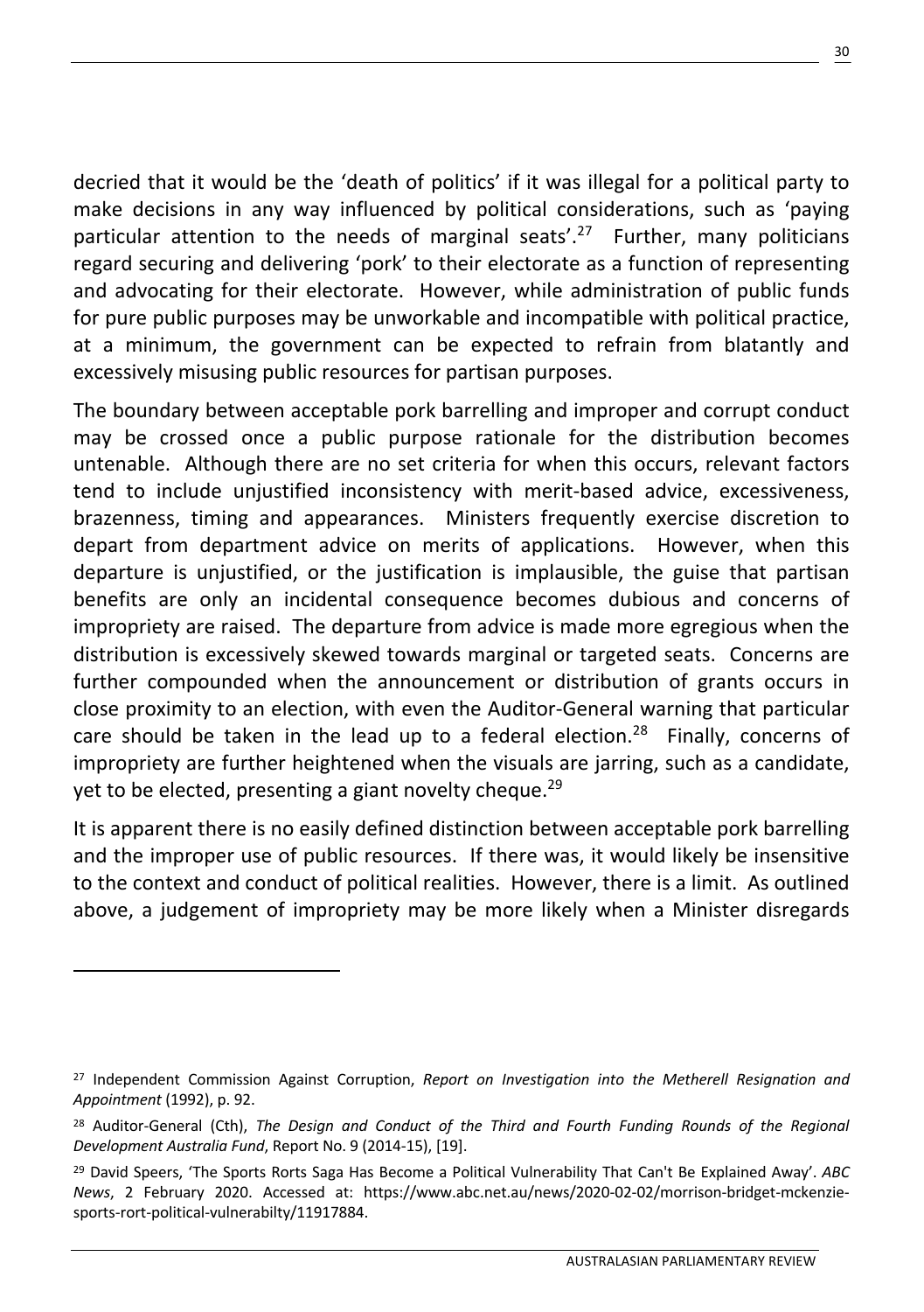decried that it would be the 'death of politics' if it was illegal for a political party to make decisions in any way influenced by political considerations, such as 'paying particular attention to the needs of marginal seats'.[27] Further, many politicians regard securing and delivering 'pork' to their electorate as a function of representing and advocating for their electorate. However, while administration of public funds for pure public purposes may be unworkable and incompatible with political practice, at a minimum, the government can be expected to refrain from blatantly and excessively misusing public resources for partisan purposes.

The boundary between acceptable pork barrelling and improper and corrupt conduct may be crossed once a public purpose rationale for the distribution becomes untenable. Although there are no set criteria for when this occurs, relevant factors tend to include unjustified inconsistency with merit-based advice, excessiveness, brazenness, timing and appearances. Ministers frequently exercise discretion to depart from department advice on merits of applications. However, when this departure is unjustified, or the justification is implausible, the guise that partisan benefits are only an incidental consequence becomes dubious and concerns of impropriety are raised. The departure from advice is made more egregious when the distribution is excessively skewed towards marginal or targeted seats. Concerns are further compounded when the announcement or distribution of grants occurs in close proximity to an election, with even the Auditor-General warning that particular care should be taken in the lead up to a federal election.[28] Finally, concerns of impropriety are further heightened when the visuals are jarring, such as a candidate, yet to be elected, presenting a giant novelty cheque.[29]

It is apparent there is no easily defined distinction between acceptable pork barrelling and the improper use of public resources. If there was, it would likely be insensitive to the context and conduct of political realities. However, there is a limit. As outlined above, a judgement of impropriety may be more likely when a Minister disregards

---

[27] Independent Commission Against Corruption, *Report on Investigation into the Metherell Resignation and Appointment* (1992), p. 92.

[28] Auditor-General (Cth), *The Design and Conduct of the Third and Fourth Funding Rounds of the Regional Development Australia Fund*, Report No. 9 (2014-15), [19].

[29] David Speers, 'The Sports Rorts Saga Has Become a Political Vulnerability That Can't Be Explained Away'. *ABC News*, 2 February 2020. Accessed at: https://www.abc.net.au/news/2020-02-02/morrison-bridget-mckenzie-sports-rort-political-vulnerabilty/11917884.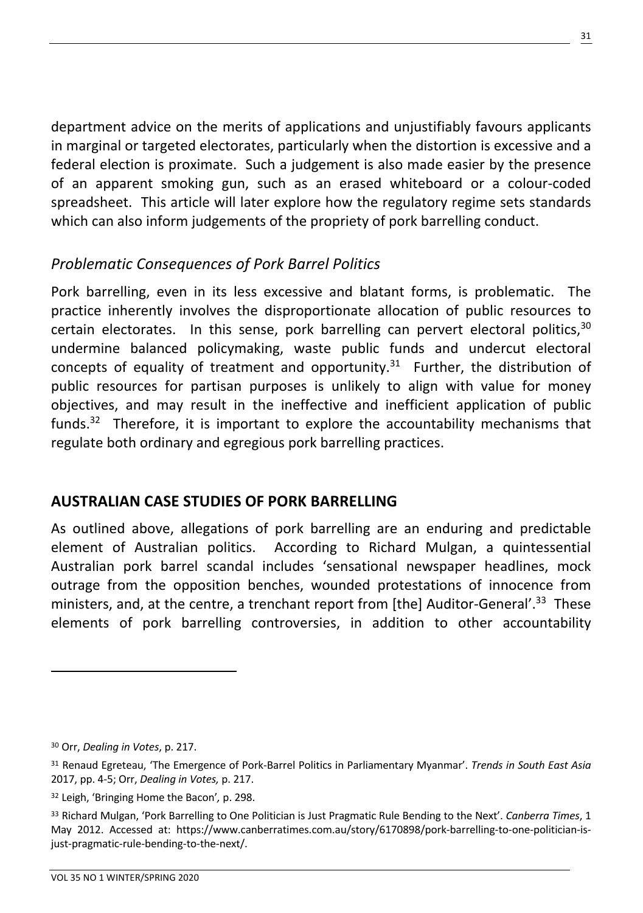department advice on the merits of applications and unjustifiably favours applicants in marginal or targeted electorates, particularly when the distortion is excessive and a federal election is proximate. Such a judgement is also made easier by the presence of an apparent smoking gun, such as an erased whiteboard or a colour-coded spreadsheet. This article will later explore how the regulatory regime sets standards which can also inform judgements of the propriety of pork barrelling conduct.

### *Problematic Consequences of Pork Barrel Politics*

Pork barrelling, even in its less excessive and blatant forms, is problematic. The practice inherently involves the disproportionate allocation of public resources to certain electorates. In this sense, pork barrelling can pervert electoral politics,[30] undermine balanced policymaking, waste public funds and undercut electoral concepts of equality of treatment and opportunity.[31] Further, the distribution of public resources for partisan purposes is unlikely to align with value for money objectives, and may result in the ineffective and inefficient application of public funds.[32] Therefore, it is important to explore the accountability mechanisms that regulate both ordinary and egregious pork barrelling practices.

## AUSTRALIAN CASE STUDIES OF PORK BARRELLING

As outlined above, allegations of pork barrelling are an enduring and predictable element of Australian politics. According to Richard Mulgan, a quintessential Australian pork barrel scandal includes 'sensational newspaper headlines, mock outrage from the opposition benches, wounded protestations of innocence from ministers, and, at the centre, a trenchant report from [the] Auditor-General'.[33] These elements of pork barrelling controversies, in addition to other accountability

---

[30] Orr, *Dealing in Votes*, p. 217.

[31] Renaud Egreteau, 'The Emergence of Pork-Barrel Politics in Parliamentary Myanmar'. *Trends in South East Asia* 2017, pp. 4-5; Orr, *Dealing in Votes,* p. 217.

[32] Leigh, 'Bringing Home the Bacon', p. 298.

[33] Richard Mulgan, 'Pork Barrelling to One Politician is Just Pragmatic Rule Bending to the Next'. *Canberra Times*, 1 May 2012. Accessed at: https://www.canberratimes.com.au/story/6170898/pork-barrelling-to-one-politician-is-just-pragmatic-rule-bending-to-the-next/.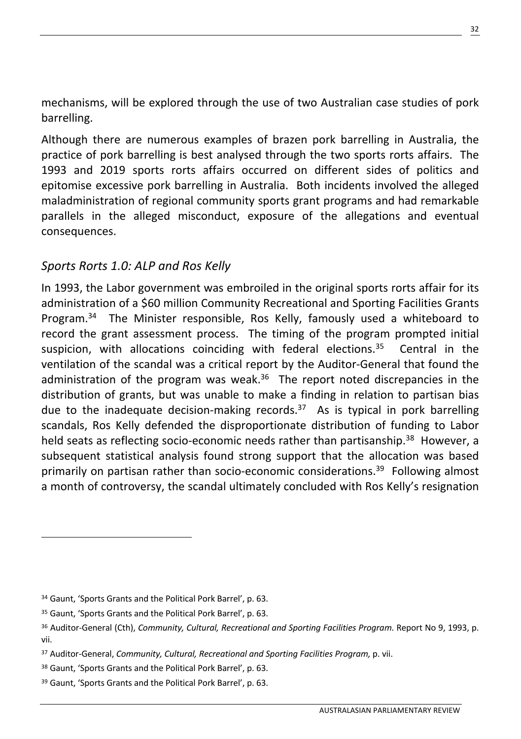mechanisms, will be explored through the use of two Australian case studies of pork barrelling.

Although there are numerous examples of brazen pork barrelling in Australia, the practice of pork barrelling is best analysed through the two sports rorts affairs. The 1993 and 2019 sports rorts affairs occurred on different sides of politics and epitomise excessive pork barrelling in Australia. Both incidents involved the alleged maladministration of regional community sports grant programs and had remarkable parallels in the alleged misconduct, exposure of the allegations and eventual consequences.

### *Sports Rorts 1.0: ALP and Ros Kelly*

In 1993, the Labor government was embroiled in the original sports rorts affair for its administration of a $60 million Community Recreational and Sporting Facilities Grants Program.[34] The Minister responsible, Ros Kelly, famously used a whiteboard to record the grant assessment process. The timing of the program prompted initial suspicion, with allocations coinciding with federal elections.[35] Central in the ventilation of the scandal was a critical report by the Auditor-General that found the administration of the program was weak.[36] The report noted discrepancies in the distribution of grants, but was unable to make a finding in relation to partisan bias due to the inadequate decision-making records.[37] As is typical in pork barrelling scandals, Ros Kelly defended the disproportionate distribution of funding to Labor held seats as reflecting socio-economic needs rather than partisanship.[38] However, a subsequent statistical analysis found strong support that the allocation was based primarily on partisan rather than socio-economic considerations.[39] Following almost a month of controversy, the scandal ultimately concluded with Ros Kelly's resignation

---

[34] Gaunt, 'Sports Grants and the Political Pork Barrel', p. 63.

[35] Gaunt, 'Sports Grants and the Political Pork Barrel', p. 63.

[36] Auditor-General (Cth), *Community, Cultural, Recreational and Sporting Facilities Program*. Report No 9, 1993, p. vii.

[37] Auditor-General, *Community, Cultural, Recreational and Sporting Facilities Program,* p. vii.

[38] Gaunt, 'Sports Grants and the Political Pork Barrel', p. 63.

[39] Gaunt, 'Sports Grants and the Political Pork Barrel', p. 63.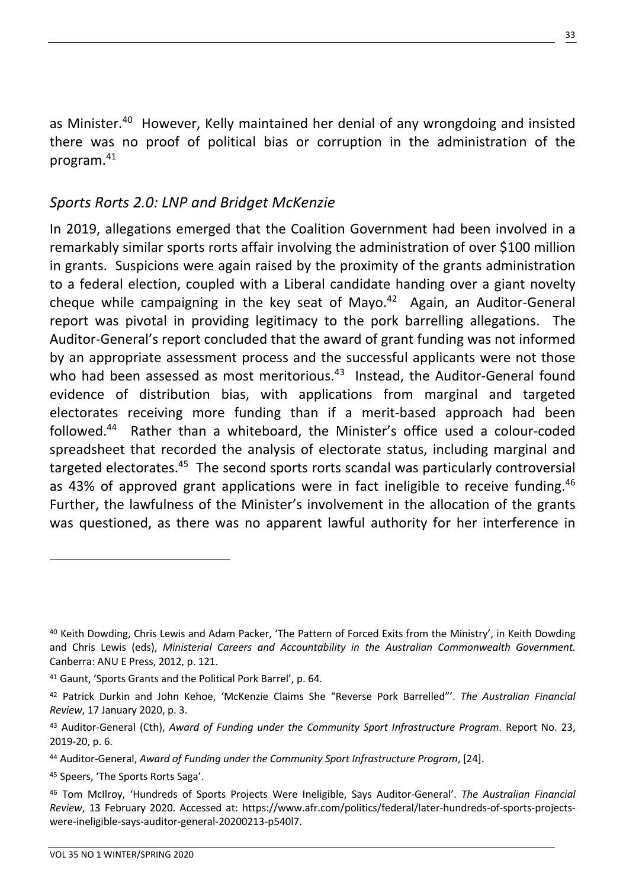as Minister.[40] However, Kelly maintained her denial of any wrongdoing and insisted there was no proof of political bias or corruption in the administration of the program.[41]

### *Sports Rorts 2.0: LNP and Bridget McKenzie*

In 2019, allegations emerged that the Coalition Government had been involved in a remarkably similar sports rorts affair involving the administration of over $100 million in grants. Suspicions were again raised by the proximity of the grants administration to a federal election, coupled with a Liberal candidate handing over a giant novelty cheque while campaigning in the key seat of Mayo.[42] Again, an Auditor-General report was pivotal in providing legitimacy to the pork barrelling allegations. The Auditor-General's report concluded that the award of grant funding was not informed by an appropriate assessment process and the successful applicants were not those who had been assessed as most meritorious.[43] Instead, the Auditor-General found evidence of distribution bias, with applications from marginal and targeted electorates receiving more funding than if a merit-based approach had been followed.[44] Rather than a whiteboard, the Minister's office used a colour-coded spreadsheet that recorded the analysis of electorate status, including marginal and targeted electorates.[45] The second sports rorts scandal was particularly controversial as 43% of approved grant applications were in fact ineligible to receive funding.[46] Further, the lawfulness of the Minister's involvement in the allocation of the grants was questioned, as there was no apparent lawful authority for her interference in

---

[40] Keith Dowding, Chris Lewis and Adam Packer, 'The Pattern of Forced Exits from the Ministry', in Keith Dowding and Chris Lewis (eds), *Ministerial Careers and Accountability in the Australian Commonwealth Government.* Canberra: ANU E Press, 2012, p. 121.

[41] Gaunt, 'Sports Grants and the Political Pork Barrel', p. 64.

[42] Patrick Durkin and John Kehoe, 'McKenzie Claims She "Reverse Pork Barrelled"'. *The Australian Financial Review*, 17 January 2020, p. 3.

[43] Auditor-General (Cth), *Award of Funding under the Community Sport Infrastructure Program*. Report No. 23, 2019-20, p. 6.

[44] Auditor-General, *Award of Funding under the Community Sport Infrastructure Program*, [24].

[45] Speers, 'The Sports Rorts Saga'.

[46] Tom McIlroy, 'Hundreds of Sports Projects Were Ineligible, Says Auditor-General'. *The Australian Financial Review*, 13 February 2020. Accessed at: https://www.afr.com/politics/federal/later-hundreds-of-sports-projects-were-ineligible-says-auditor-general-20200213-p540l7.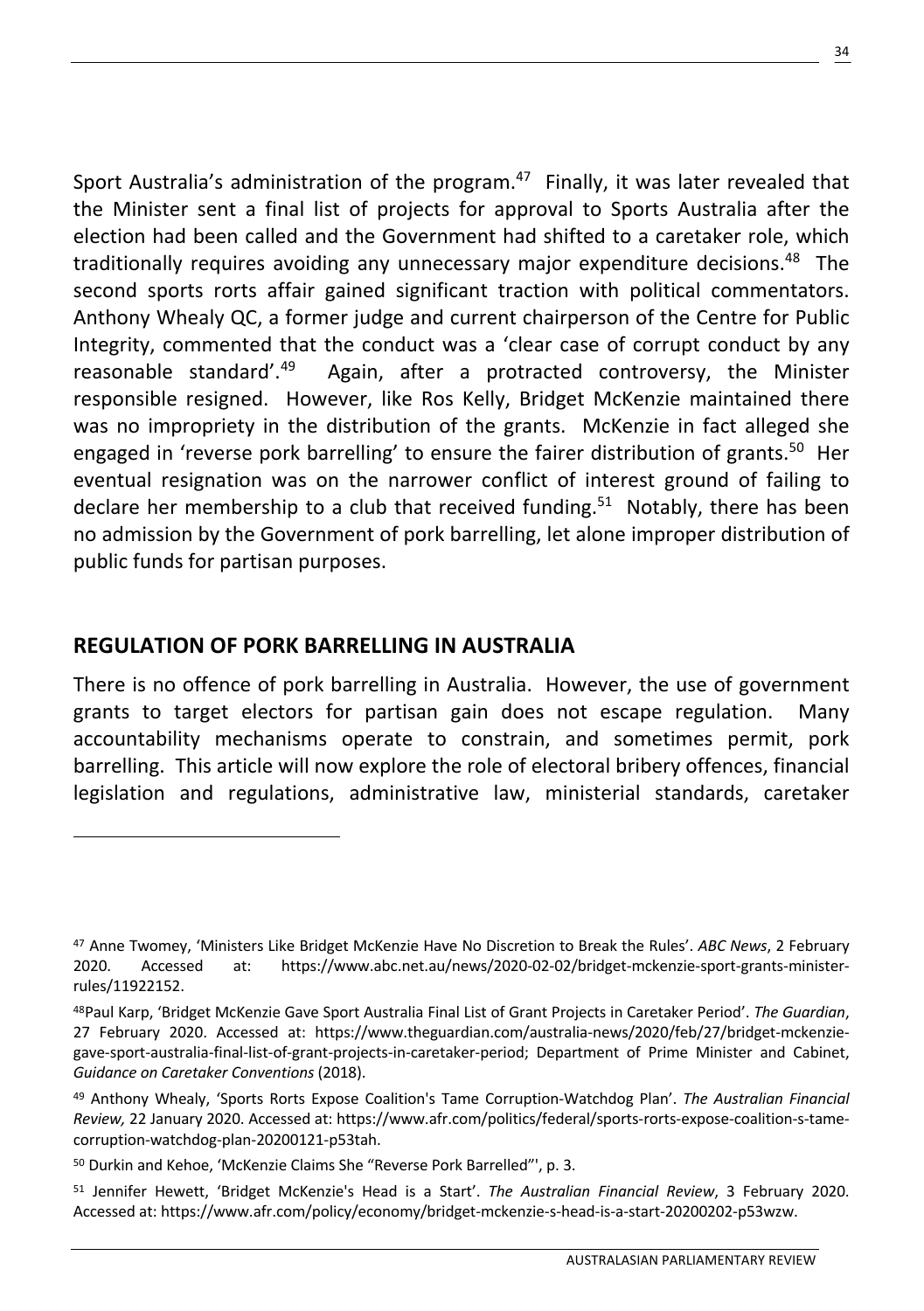Sport Australia's administration of the program.[47] Finally, it was later revealed that the Minister sent a final list of projects for approval to Sports Australia after the election had been called and the Government had shifted to a caretaker role, which traditionally requires avoiding any unnecessary major expenditure decisions.[48] The second sports rorts affair gained significant traction with political commentators. Anthony Whealy QC, a former judge and current chairperson of the Centre for Public Integrity, commented that the conduct was a 'clear case of corrupt conduct by any reasonable standard'.[49] Again, after a protracted controversy, the Minister responsible resigned. However, like Ros Kelly, Bridget McKenzie maintained there was no impropriety in the distribution of the grants. McKenzie in fact alleged she engaged in 'reverse pork barrelling' to ensure the fairer distribution of grants.[50] Her eventual resignation was on the narrower conflict of interest ground of failing to declare her membership to a club that received funding.[51] Notably, there has been no admission by the Government of pork barrelling, let alone improper distribution of public funds for partisan purposes.

## REGULATION OF PORK BARRELLING IN AUSTRALIA

There is no offence of pork barrelling in Australia. However, the use of government grants to target electors for partisan gain does not escape regulation. Many accountability mechanisms operate to constrain, and sometimes permit, pork barrelling. This article will now explore the role of electoral bribery offences, financial legislation and regulations, administrative law, ministerial standards, caretaker

---

[47] Anne Twomey, 'Ministers Like Bridget McKenzie Have No Discretion to Break the Rules'. *ABC News*, 2 February 2020. Accessed at: https://www.abc.net.au/news/2020-02-02/bridget-mckenzie-sport-grants-minister-rules/11922152.

[48] Paul Karp, 'Bridget McKenzie Gave Sport Australia Final List of Grant Projects in Caretaker Period'. *The Guardian*, 27 February 2020. Accessed at: https://www.theguardian.com/australia-news/2020/feb/27/bridget-mckenzie-gave-sport-australia-final-list-of-grant-projects-in-caretaker-period; Department of Prime Minister and Cabinet, *Guidance on Caretaker Conventions* (2018).

[49] Anthony Whealy, 'Sports Rorts Expose Coalition's Tame Corruption-Watchdog Plan'. *The Australian Financial Review,* 22 January 2020. Accessed at: https://www.afr.com/politics/federal/sports-rorts-expose-coalition-s-tame-corruption-watchdog-plan-20200121-p53tah.

[50] Durkin and Kehoe, 'McKenzie Claims She "Reverse Pork Barrelled"', p. 3.

[51] Jennifer Hewett, 'Bridget McKenzie's Head is a Start'. *The Australian Financial Review*, 3 February 2020. Accessed at: https://www.afr.com/policy/economy/bridget-mckenzie-s-head-is-a-start-20200202-p53wzw.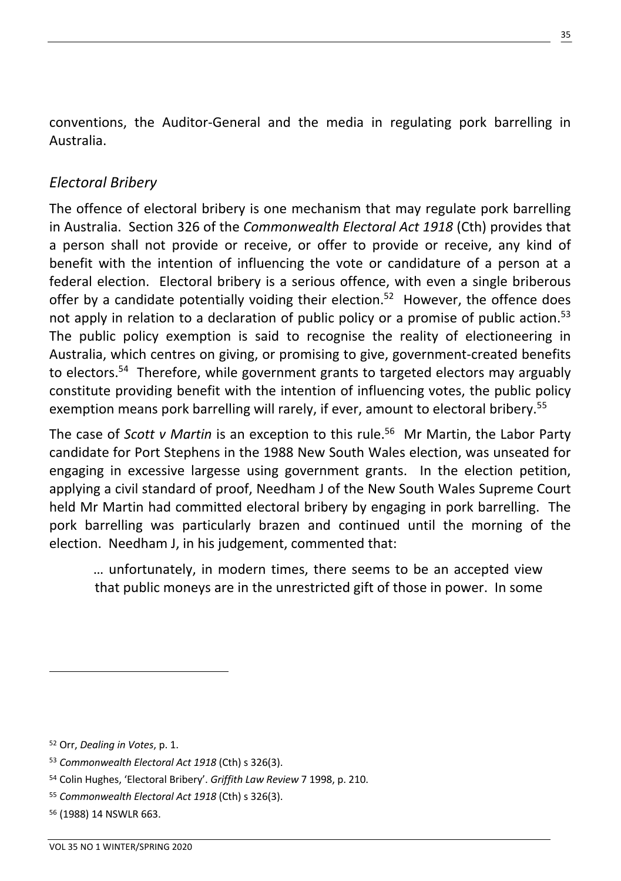conventions, the Auditor-General and the media in regulating pork barrelling in Australia.

### *Electoral Bribery*

The offence of electoral bribery is one mechanism that may regulate pork barrelling in Australia. Section 326 of the *Commonwealth Electoral Act 1918* (Cth) provides that a person shall not provide or receive, or offer to provide or receive, any kind of benefit with the intention of influencing the vote or candidature of a person at a federal election. Electoral bribery is a serious offence, with even a single briberous offer by a candidate potentially voiding their election.[52] However, the offence does not apply in relation to a declaration of public policy or a promise of public action.[53] The public policy exemption is said to recognise the reality of electioneering in Australia, which centres on giving, or promising to give, government-created benefits to electors.[54] Therefore, while government grants to targeted electors may arguably constitute providing benefit with the intention of influencing votes, the public policy exemption means pork barrelling will rarely, if ever, amount to electoral bribery.[55]

The case of *Scott v Martin* is an exception to this rule.[56] Mr Martin, the Labor Party candidate for Port Stephens in the 1988 New South Wales election, was unseated for engaging in excessive largesse using government grants. In the election petition, applying a civil standard of proof, Needham J of the New South Wales Supreme Court held Mr Martin had committed electoral bribery by engaging in pork barrelling. The pork barrelling was particularly brazen and continued until the morning of the election. Needham J, in his judgement, commented that:

> … unfortunately, in modern times, there seems to be an accepted view that public moneys are in the unrestricted gift of those in power. In some

---

[52] Orr, *Dealing in Votes*, p. 1.

[53] *Commonwealth Electoral Act 1918* (Cth) s 326(3).

[54] Colin Hughes, 'Electoral Bribery'. *Griffith Law Review* 7 1998, p. 210.

[55] *Commonwealth Electoral Act 1918* (Cth) s 326(3).

[56] (1988) 14 NSWLR 663.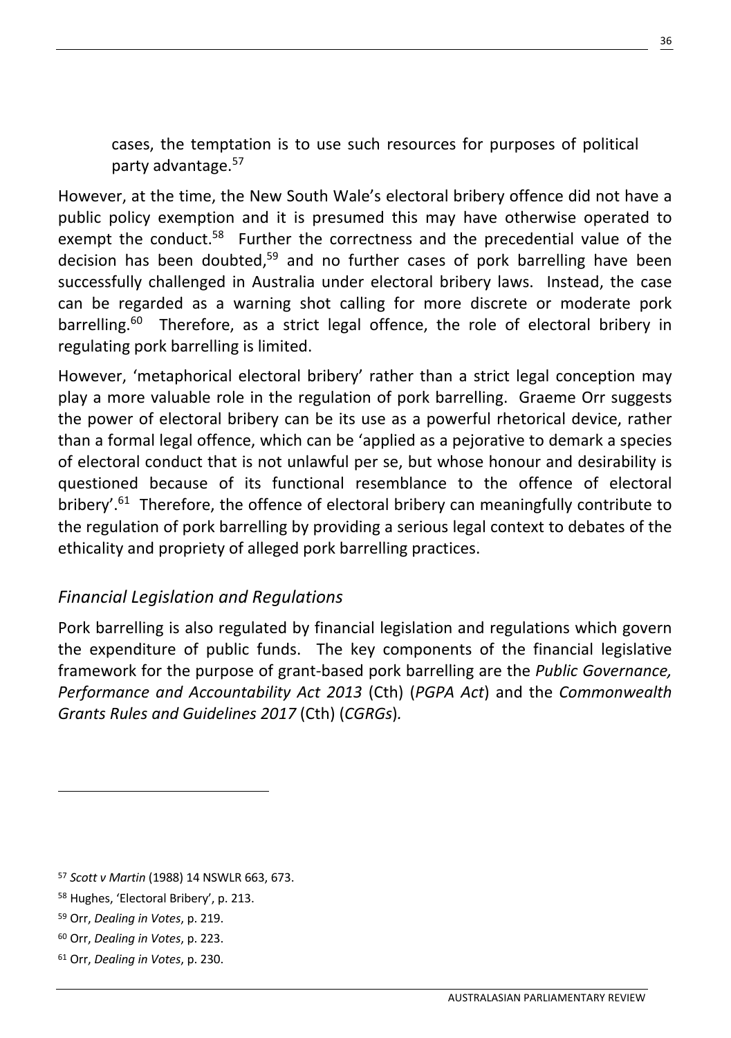> cases, the temptation is to use such resources for purposes of political party advantage.[57]

However, at the time, the New South Wale's electoral bribery offence did not have a public policy exemption and it is presumed this may have otherwise operated to exempt the conduct.[58] Further the correctness and the precedential value of the decision has been doubted,[59] and no further cases of pork barrelling have been successfully challenged in Australia under electoral bribery laws. Instead, the case can be regarded as a warning shot calling for more discrete or moderate pork barrelling.[60] Therefore, as a strict legal offence, the role of electoral bribery in regulating pork barrelling is limited.

However, 'metaphorical electoral bribery' rather than a strict legal conception may play a more valuable role in the regulation of pork barrelling. Graeme Orr suggests the power of electoral bribery can be its use as a powerful rhetorical device, rather than a formal legal offence, which can be 'applied as a pejorative to demark a species of electoral conduct that is not unlawful per se, but whose honour and desirability is questioned because of its functional resemblance to the offence of electoral bribery'.[61] Therefore, the offence of electoral bribery can meaningfully contribute to the regulation of pork barrelling by providing a serious legal context to debates of the ethicality and propriety of alleged pork barrelling practices.

### *Financial Legislation and Regulations*

Pork barrelling is also regulated by financial legislation and regulations which govern the expenditure of public funds. The key components of the financial legislative framework for the purpose of grant-based pork barrelling are the *Public Governance, Performance and Accountability Act 2013* (Cth) (*PGPA Act*) and the *Commonwealth Grants Rules and Guidelines 2017* (Cth) (*CGRGs*).

---

[57] *Scott v Martin* (1988) 14 NSWLR 663, 673.

[58] Hughes, 'Electoral Bribery', p. 213.

[59] Orr, *Dealing in Votes*, p. 219.

[60] Orr, *Dealing in Votes*, p. 223.

[61] Orr, *Dealing in Votes*, p. 230.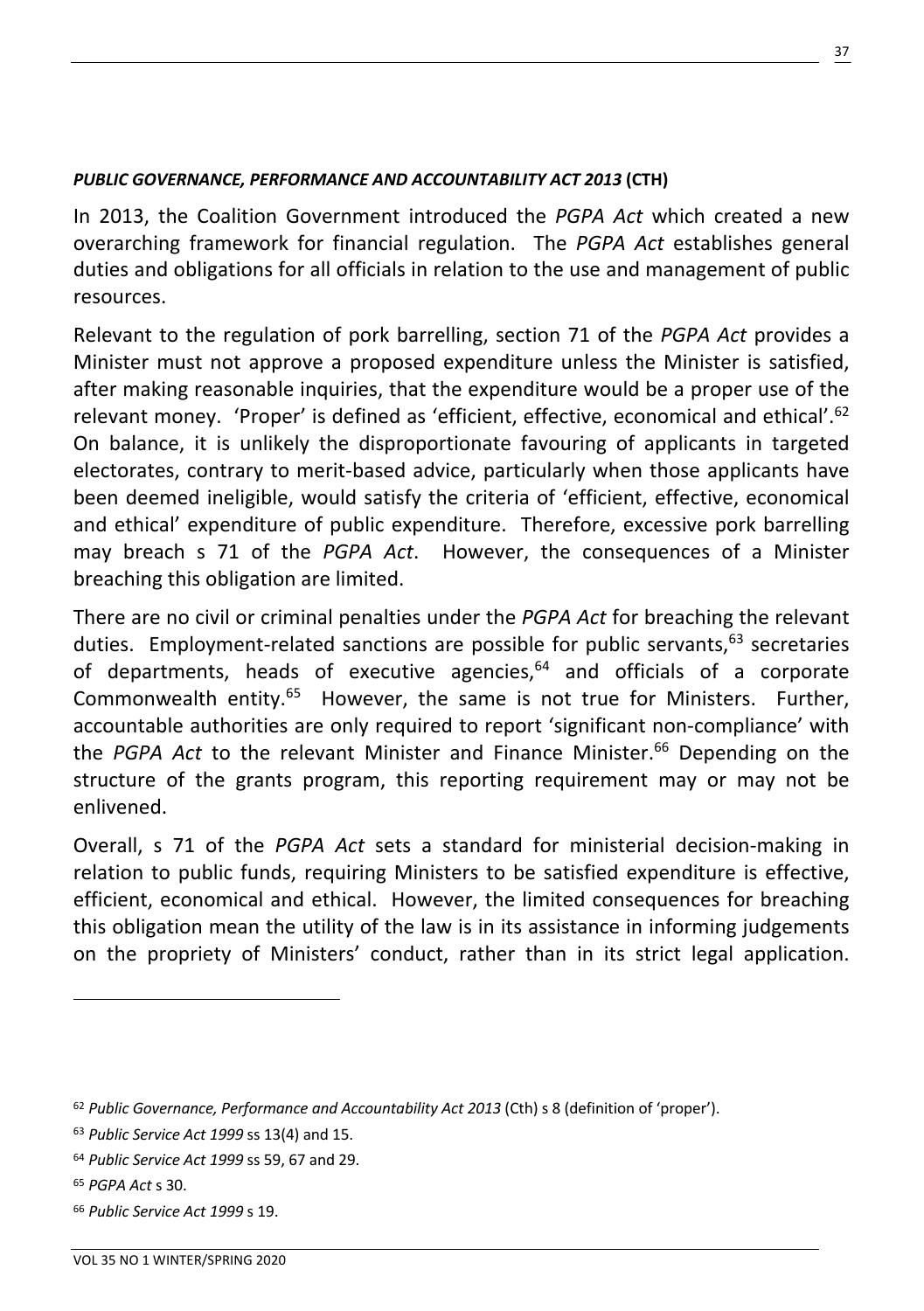### *PUBLIC GOVERNANCE, PERFORMANCE AND ACCOUNTABILITY ACT 2013* (CTH)

In 2013, the Coalition Government introduced the *PGPA Act* which created a new overarching framework for financial regulation. The *PGPA Act* establishes general duties and obligations for all officials in relation to the use and management of public resources.

Relevant to the regulation of pork barrelling, section 71 of the *PGPA Act* provides a Minister must not approve a proposed expenditure unless the Minister is satisfied, after making reasonable inquiries, that the expenditure would be a proper use of the relevant money. 'Proper' is defined as 'efficient, effective, economical and ethical'.[62] On balance, it is unlikely the disproportionate favouring of applicants in targeted electorates, contrary to merit-based advice, particularly when those applicants have been deemed ineligible, would satisfy the criteria of 'efficient, effective, economical and ethical' expenditure of public expenditure. Therefore, excessive pork barrelling may breach s 71 of the *PGPA Act*. However, the consequences of a Minister breaching this obligation are limited.

There are no civil or criminal penalties under the *PGPA Act* for breaching the relevant duties. Employment-related sanctions are possible for public servants,[63] secretaries of departments, heads of executive agencies,[64] and officials of a corporate Commonwealth entity.[65] However, the same is not true for Ministers. Further, accountable authorities are only required to report 'significant non-compliance' with the *PGPA Act* to the relevant Minister and Finance Minister.[66] Depending on the structure of the grants program, this reporting requirement may or may not be enlivened.

Overall, s 71 of the *PGPA Act* sets a standard for ministerial decision-making in relation to public funds, requiring Ministers to be satisfied expenditure is effective, efficient, economical and ethical. However, the limited consequences for breaching this obligation mean the utility of the law is in its assistance in informing judgements on the propriety of Ministers' conduct, rather than in its strict legal application.

---

[62] *Public Governance, Performance and Accountability Act 2013* (Cth) s 8 (definition of 'proper').

[63] *Public Service Act 1999* ss 13(4) and 15.

[64] *Public Service Act 1999* ss 59, 67 and 29.

[65] *PGPA Act* s 30.

[66] *Public Service Act 1999* s 19.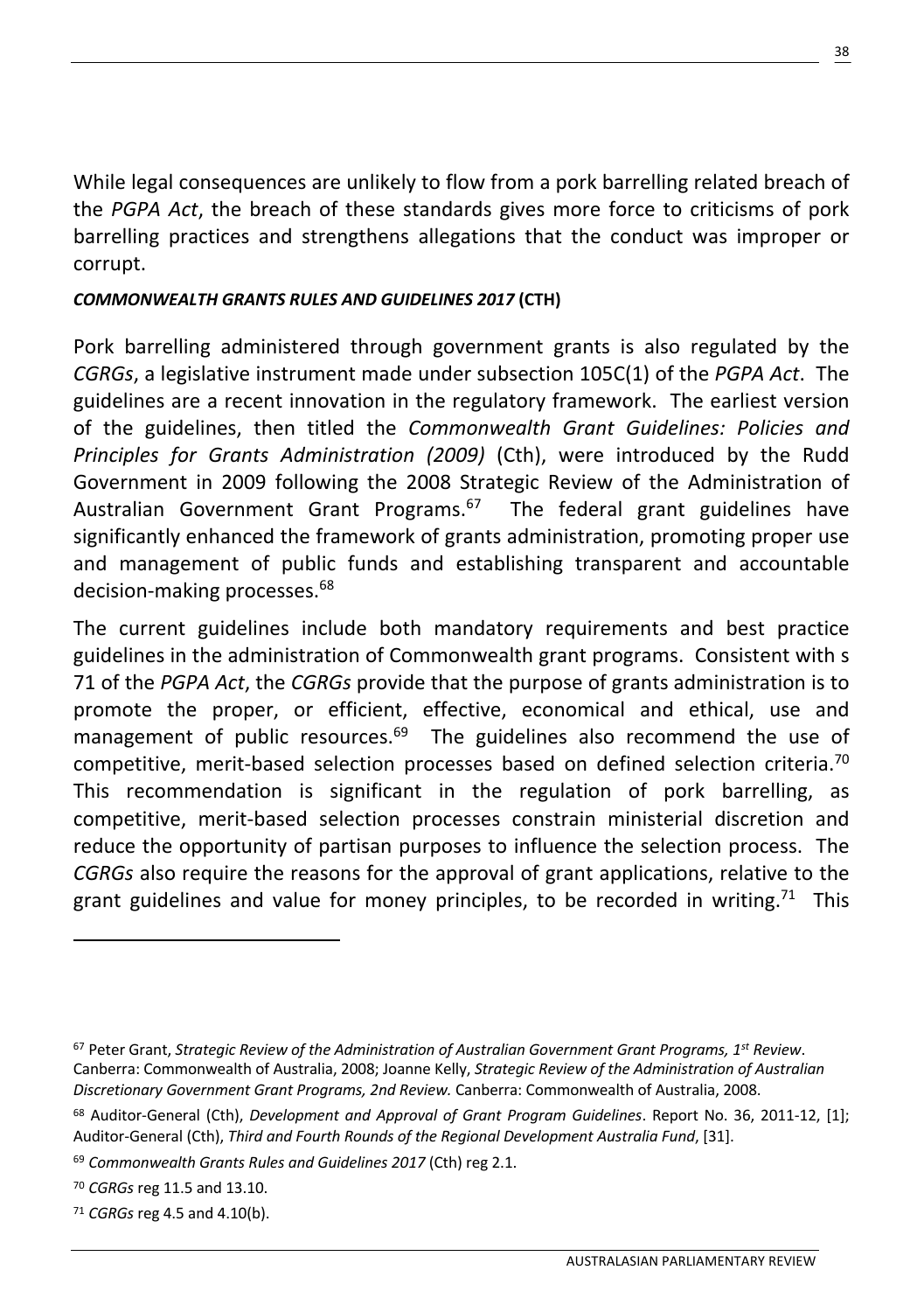While legal consequences are unlikely to flow from a pork barrelling related breach of the *PGPA Act*, the breach of these standards gives more force to criticisms of pork barrelling practices and strengthens allegations that the conduct was improper or corrupt.

### *COMMONWEALTH GRANTS RULES AND GUIDELINES 2017* (CTH)

Pork barrelling administered through government grants is also regulated by the *CGRGs*, a legislative instrument made under subsection 105C(1) of the *PGPA Act*. The guidelines are a recent innovation in the regulatory framework. The earliest version of the guidelines, then titled the *Commonwealth Grant Guidelines: Policies and Principles for Grants Administration (2009)* (Cth), were introduced by the Rudd Government in 2009 following the 2008 Strategic Review of the Administration of Australian Government Grant Programs.[67] The federal grant guidelines have significantly enhanced the framework of grants administration, promoting proper use and management of public funds and establishing transparent and accountable decision-making processes.[68]

The current guidelines include both mandatory requirements and best practice guidelines in the administration of Commonwealth grant programs. Consistent with s 71 of the *PGPA Act*, the *CGRGs* provide that the purpose of grants administration is to promote the proper, or efficient, effective, economical and ethical, use and management of public resources.[69] The guidelines also recommend the use of competitive, merit-based selection processes based on defined selection criteria.[70] This recommendation is significant in the regulation of pork barrelling, as competitive, merit-based selection processes constrain ministerial discretion and reduce the opportunity of partisan purposes to influence the selection process. The *CGRGs* also require the reasons for the approval of grant applications, relative to the grant guidelines and value for money principles, to be recorded in writing.[71] This

---

[67] Peter Grant, *Strategic Review of the Administration of Australian Government Grant Programs, 1st Review*. Canberra: Commonwealth of Australia, 2008; Joanne Kelly, *Strategic Review of the Administration of Australian Discretionary Government Grant Programs, 2nd Review.* Canberra: Commonwealth of Australia, 2008.

[68] Auditor-General (Cth), *Development and Approval of Grant Program Guidelines*. Report No. 36, 2011-12, [1]; Auditor-General (Cth), *Third and Fourth Rounds of the Regional Development Australia Fund*, [31].

[69] *Commonwealth Grants Rules and Guidelines 2017* (Cth) reg 2.1.

[70] *CGRGs* reg 11.5 and 13.10.

[71] *CGRGs* reg 4.5 and 4.10(b).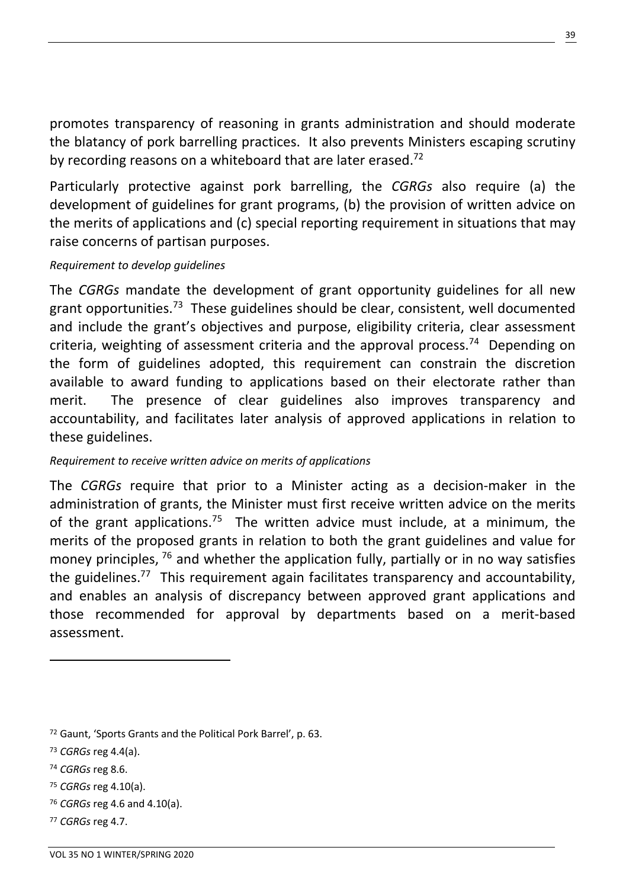promotes transparency of reasoning in grants administration and should moderate the blatancy of pork barrelling practices. It also prevents Ministers escaping scrutiny by recording reasons on a whiteboard that are later erased.[72]

Particularly protective against pork barrelling, the *CGRGs* also require (a) the development of guidelines for grant programs, (b) the provision of written advice on the merits of applications and (c) special reporting requirement in situations that may raise concerns of partisan purposes.

*Requirement to develop guidelines*

The *CGRGs* mandate the development of grant opportunity guidelines for all new grant opportunities.[73] These guidelines should be clear, consistent, well documented and include the grant's objectives and purpose, eligibility criteria, clear assessment criteria, weighting of assessment criteria and the approval process.[74] Depending on the form of guidelines adopted, this requirement can constrain the discretion available to award funding to applications based on their electorate rather than merit. The presence of clear guidelines also improves transparency and accountability, and facilitates later analysis of approved applications in relation to these guidelines.

*Requirement to receive written advice on merits of applications*

The *CGRGs* require that prior to a Minister acting as a decision-maker in the administration of grants, the Minister must first receive written advice on the merits of the grant applications.[75] The written advice must include, at a minimum, the merits of the proposed grants in relation to both the grant guidelines and value for money principles,[76] and whether the application fully, partially or in no way satisfies the guidelines.[77] This requirement again facilitates transparency and accountability, and enables an analysis of discrepancy between approved grant applications and those recommended for approval by departments based on a merit-based assessment.

---

[72] Gaunt, 'Sports Grants and the Political Pork Barrel', p. 63.

[73] *CGRGs* reg 4.4(a).

[74] *CGRGs* reg 8.6.

[75] *CGRGs* reg 4.10(a).

[76] *CGRGs* reg 4.6 and 4.10(a).

[77] *CGRGs* reg 4.7.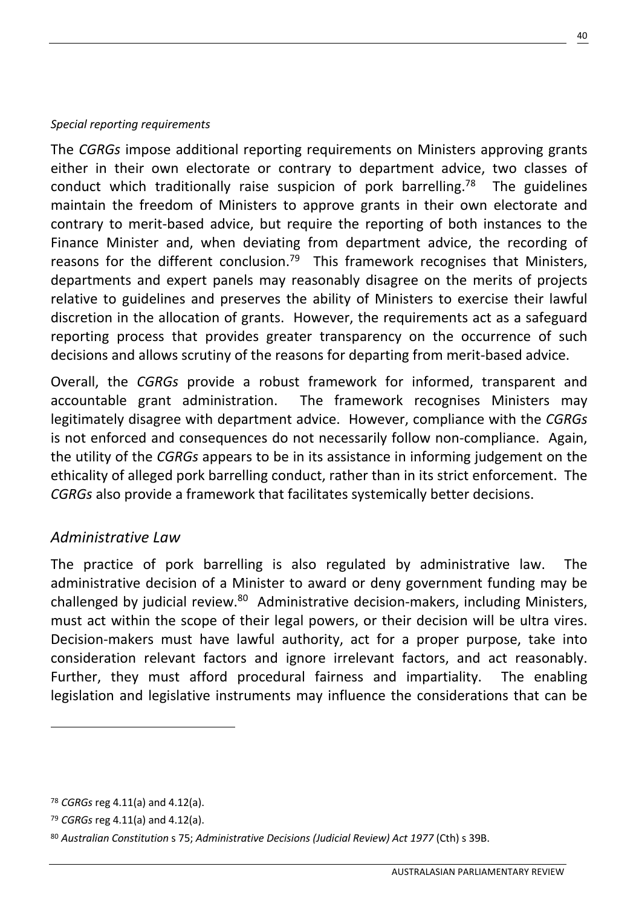*Special reporting requirements*

The *CGRGs* impose additional reporting requirements on Ministers approving grants either in their own electorate or contrary to department advice, two classes of conduct which traditionally raise suspicion of pork barrelling.[78] The guidelines maintain the freedom of Ministers to approve grants in their own electorate and contrary to merit-based advice, but require the reporting of both instances to the Finance Minister and, when deviating from department advice, the recording of reasons for the different conclusion.[79] This framework recognises that Ministers, departments and expert panels may reasonably disagree on the merits of projects relative to guidelines and preserves the ability of Ministers to exercise their lawful discretion in the allocation of grants. However, the requirements act as a safeguard reporting process that provides greater transparency on the occurrence of such decisions and allows scrutiny of the reasons for departing from merit-based advice.

Overall, the *CGRGs* provide a robust framework for informed, transparent and accountable grant administration. The framework recognises Ministers may legitimately disagree with department advice. However, compliance with the *CGRGs* is not enforced and consequences do not necessarily follow non-compliance. Again, the utility of the *CGRGs* appears to be in its assistance in informing judgement on the ethicality of alleged pork barrelling conduct, rather than in its strict enforcement. The *CGRGs* also provide a framework that facilitates systemically better decisions.

## *Administrative Law*

The practice of pork barrelling is also regulated by administrative law. The administrative decision of a Minister to award or deny government funding may be challenged by judicial review.[80] Administrative decision-makers, including Ministers, must act within the scope of their legal powers, or their decision will be ultra vires. Decision-makers must have lawful authority, act for a proper purpose, take into consideration relevant factors and ignore irrelevant factors, and act reasonably. Further, they must afford procedural fairness and impartiality. The enabling legislation and legislative instruments may influence the considerations that can be

---

[78] *CGRGs* reg 4.11(a) and 4.12(a).

[79] *CGRGs* reg 4.11(a) and 4.12(a).

[80] *Australian Constitution* s 75; *Administrative Decisions (Judicial Review) Act 1977* (Cth) s 39B.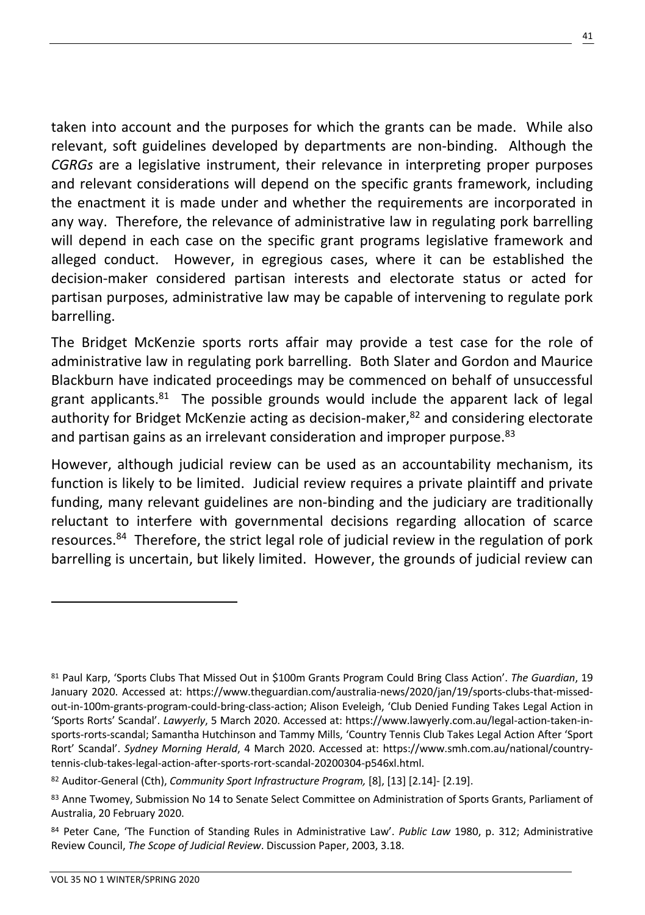taken into account and the purposes for which the grants can be made. While also relevant, soft guidelines developed by departments are non-binding. Although the *CGRGs* are a legislative instrument, their relevance in interpreting proper purposes and relevant considerations will depend on the specific grants framework, including the enactment it is made under and whether the requirements are incorporated in any way. Therefore, the relevance of administrative law in regulating pork barrelling will depend in each case on the specific grant programs legislative framework and alleged conduct. However, in egregious cases, where it can be established the decision-maker considered partisan interests and electorate status or acted for partisan purposes, administrative law may be capable of intervening to regulate pork barrelling.

The Bridget McKenzie sports rorts affair may provide a test case for the role of administrative law in regulating pork barrelling. Both Slater and Gordon and Maurice Blackburn have indicated proceedings may be commenced on behalf of unsuccessful grant applicants.[81] The possible grounds would include the apparent lack of legal authority for Bridget McKenzie acting as decision-maker,[82] and considering electorate and partisan gains as an irrelevant consideration and improper purpose.[83]

However, although judicial review can be used as an accountability mechanism, its function is likely to be limited. Judicial review requires a private plaintiff and private funding, many relevant guidelines are non-binding and the judiciary are traditionally reluctant to interfere with governmental decisions regarding allocation of scarce resources.[84] Therefore, the strict legal role of judicial review in the regulation of pork barrelling is uncertain, but likely limited. However, the grounds of judicial review can

---

[81] Paul Karp, 'Sports Clubs That Missed Out in $100m Grants Program Could Bring Class Action'. *The Guardian*, 19 January 2020. Accessed at: https://www.theguardian.com/australia-news/2020/jan/19/sports-clubs-that-missed-out-in-100m-grants-program-could-bring-class-action; Alison Eveleigh, 'Club Denied Funding Takes Legal Action in 'Sports Rorts' Scandal'. *Lawyerly*, 5 March 2020. Accessed at: https://www.lawyerly.com.au/legal-action-taken-in-sports-rorts-scandal; Samantha Hutchinson and Tammy Mills, 'Country Tennis Club Takes Legal Action After 'Sport Rort' Scandal'. *Sydney Morning Herald*, 4 March 2020. Accessed at: https://www.smh.com.au/national/country-tennis-club-takes-legal-action-after-sports-rort-scandal-20200304-p546xl.html.

[82] Auditor-General (Cth), *Community Sport Infrastructure Program,* [8], [13] [2.14]- [2.19].

[83] Anne Twomey, Submission No 14 to Senate Select Committee on Administration of Sports Grants, Parliament of Australia, 20 February 2020.

[84] Peter Cane, 'The Function of Standing Rules in Administrative Law'. *Public Law* 1980, p. 312; Administrative Review Council, *The Scope of Judicial Review*. Discussion Paper, 2003, 3.18.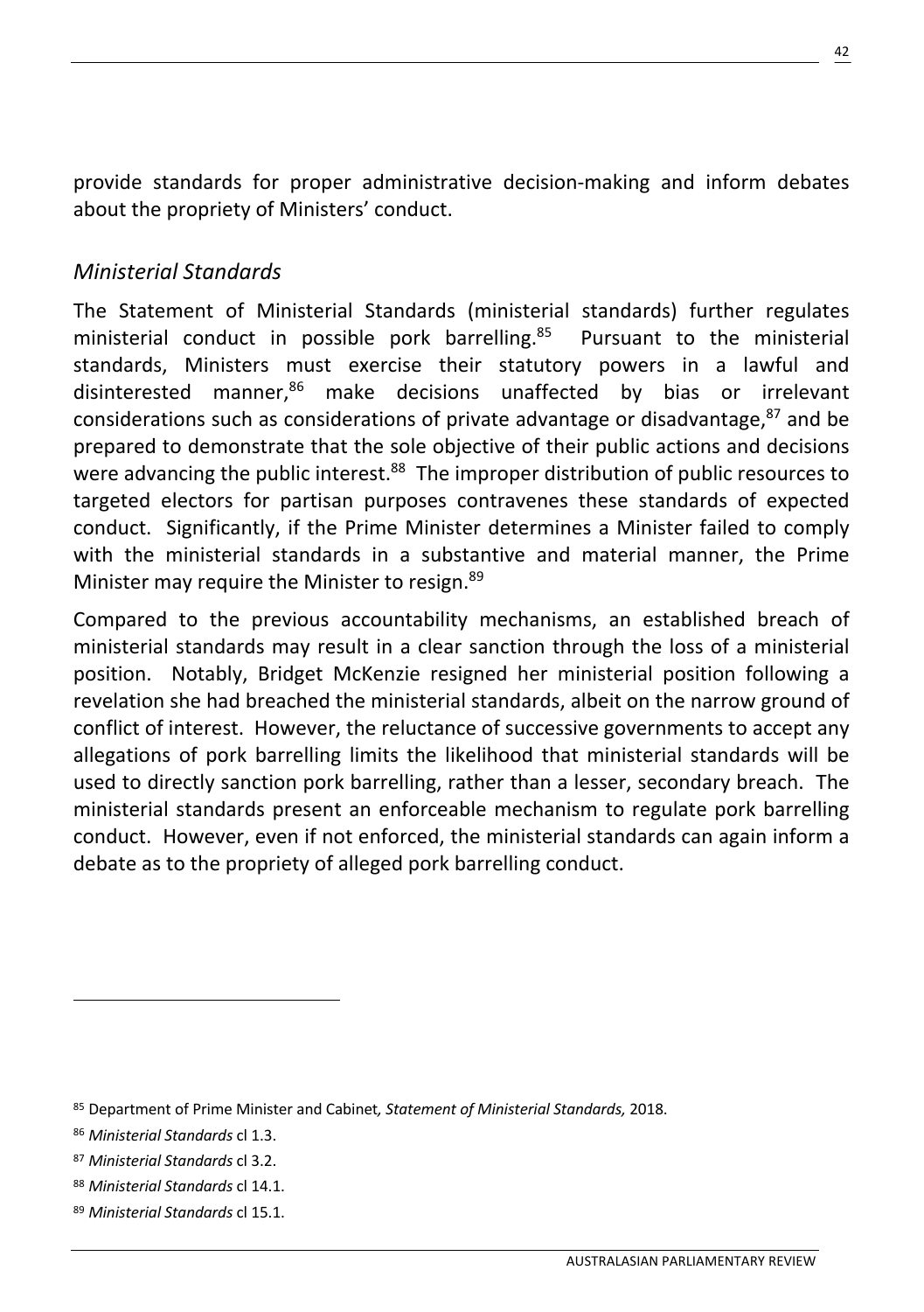provide standards for proper administrative decision-making and inform debates about the propriety of Ministers' conduct.

### *Ministerial Standards*

The Statement of Ministerial Standards (ministerial standards) further regulates ministerial conduct in possible pork barrelling.[85] Pursuant to the ministerial standards, Ministers must exercise their statutory powers in a lawful and disinterested manner,[86] make decisions unaffected by bias or irrelevant considerations such as considerations of private advantage or disadvantage,[87] and be prepared to demonstrate that the sole objective of their public actions and decisions were advancing the public interest.[88] The improper distribution of public resources to targeted electors for partisan purposes contravenes these standards of expected conduct. Significantly, if the Prime Minister determines a Minister failed to comply with the ministerial standards in a substantive and material manner, the Prime Minister may require the Minister to resign.[89]

Compared to the previous accountability mechanisms, an established breach of ministerial standards may result in a clear sanction through the loss of a ministerial position. Notably, Bridget McKenzie resigned her ministerial position following a revelation she had breached the ministerial standards, albeit on the narrow ground of conflict of interest. However, the reluctance of successive governments to accept any allegations of pork barrelling limits the likelihood that ministerial standards will be used to directly sanction pork barrelling, rather than a lesser, secondary breach. The ministerial standards present an enforceable mechanism to regulate pork barrelling conduct. However, even if not enforced, the ministerial standards can again inform a debate as to the propriety of alleged pork barrelling conduct.

---

[85] Department of Prime Minister and Cabinet, *Statement of Ministerial Standards,* 2018.

[86] *Ministerial Standards* cl 1.3.

[87] *Ministerial Standards* cl 3.2.

[88] *Ministerial Standards* cl 14.1.

[89] *Ministerial Standards* cl 15.1.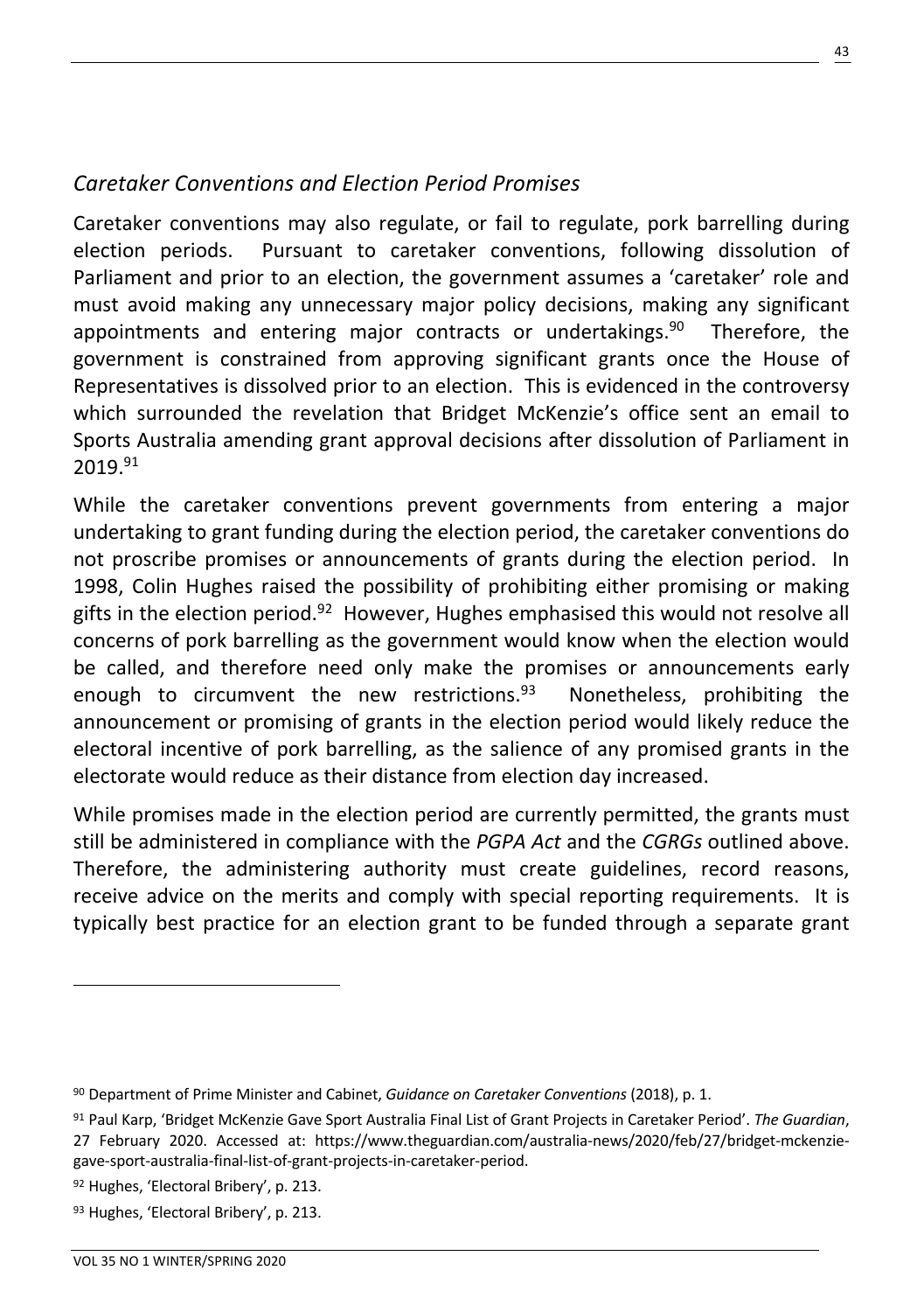## *Caretaker Conventions and Election Period Promises*

Caretaker conventions may also regulate, or fail to regulate, pork barrelling during election periods. Pursuant to caretaker conventions, following dissolution of Parliament and prior to an election, the government assumes a 'caretaker' role and must avoid making any unnecessary major policy decisions, making any significant appointments and entering major contracts or undertakings.[90] Therefore, the government is constrained from approving significant grants once the House of Representatives is dissolved prior to an election. This is evidenced in the controversy which surrounded the revelation that Bridget McKenzie's office sent an email to Sports Australia amending grant approval decisions after dissolution of Parliament in 2019.[91]

While the caretaker conventions prevent governments from entering a major undertaking to grant funding during the election period, the caretaker conventions do not proscribe promises or announcements of grants during the election period. In 1998, Colin Hughes raised the possibility of prohibiting either promising or making gifts in the election period.[92] However, Hughes emphasised this would not resolve all concerns of pork barrelling as the government would know when the election would be called, and therefore need only make the promises or announcements early enough to circumvent the new restrictions.[93] Nonetheless, prohibiting the announcement or promising of grants in the election period would likely reduce the electoral incentive of pork barrelling, as the salience of any promised grants in the electorate would reduce as their distance from election day increased.

While promises made in the election period are currently permitted, the grants must still be administered in compliance with the *PGPA Act* and the *CGRGs* outlined above. Therefore, the administering authority must create guidelines, record reasons, receive advice on the merits and comply with special reporting requirements. It is typically best practice for an election grant to be funded through a separate grant

---

[90] Department of Prime Minister and Cabinet, *Guidance on Caretaker Conventions* (2018), p. 1.

[91] Paul Karp, 'Bridget McKenzie Gave Sport Australia Final List of Grant Projects in Caretaker Period'. *The Guardian*, 27 February 2020. Accessed at: https://www.theguardian.com/australia-news/2020/feb/27/bridget-mckenzie-gave-sport-australia-final-list-of-grant-projects-in-caretaker-period.

[92] Hughes, 'Electoral Bribery', p. 213.

[93] Hughes, 'Electoral Bribery', p. 213.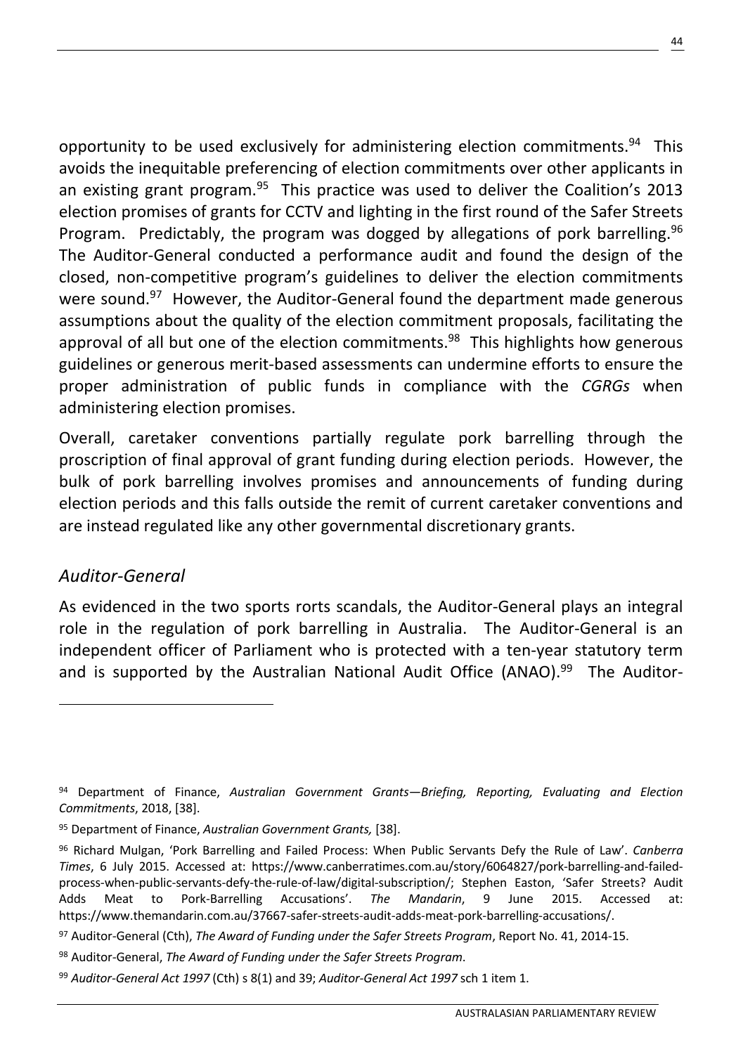opportunity to be used exclusively for administering election commitments.[94] This avoids the inequitable preferencing of election commitments over other applicants in an existing grant program.[95] This practice was used to deliver the Coalition's 2013 election promises of grants for CCTV and lighting in the first round of the Safer Streets Program. Predictably, the program was dogged by allegations of pork barrelling.[96] The Auditor-General conducted a performance audit and found the design of the closed, non-competitive program's guidelines to deliver the election commitments were sound.[97] However, the Auditor-General found the department made generous assumptions about the quality of the election commitment proposals, facilitating the approval of all but one of the election commitments.[98] This highlights how generous guidelines or generous merit-based assessments can undermine efforts to ensure the proper administration of public funds in compliance with the *CGRGs* when administering election promises.

Overall, caretaker conventions partially regulate pork barrelling through the proscription of final approval of grant funding during election periods. However, the bulk of pork barrelling involves promises and announcements of funding during election periods and this falls outside the remit of current caretaker conventions and are instead regulated like any other governmental discretionary grants.

### *Auditor-General*

As evidenced in the two sports rorts scandals, the Auditor-General plays an integral role in the regulation of pork barrelling in Australia. The Auditor-General is an independent officer of Parliament who is protected with a ten-year statutory term and is supported by the Australian National Audit Office (ANAO).[99] The Auditor-

---

[94] Department of Finance, *Australian Government Grants—Briefing, Reporting, Evaluating and Election Commitments*, 2018, [38].

[95] Department of Finance, *Australian Government Grants,* [38].

[96] Richard Mulgan, 'Pork Barrelling and Failed Process: When Public Servants Defy the Rule of Law'. *Canberra Times*, 6 July 2015. Accessed at: https://www.canberratimes.com.au/story/6064827/pork-barrelling-and-failed-process-when-public-servants-defy-the-rule-of-law/digital-subscription/; Stephen Easton, 'Safer Streets? Audit Adds Meat to Pork-Barrelling Accusations'. *The Mandarin*, 9 June 2015. Accessed at: https://www.themandarin.com.au/37667-safer-streets-audit-adds-meat-pork-barrelling-accusations/.

[97] Auditor-General (Cth), *The Award of Funding under the Safer Streets Program*, Report No. 41, 2014-15.

[98] Auditor-General, *The Award of Funding under the Safer Streets Program*.

[99] *Auditor-General Act 1997* (Cth) s 8(1) and 39; *Auditor-General Act 1997* sch 1 item 1.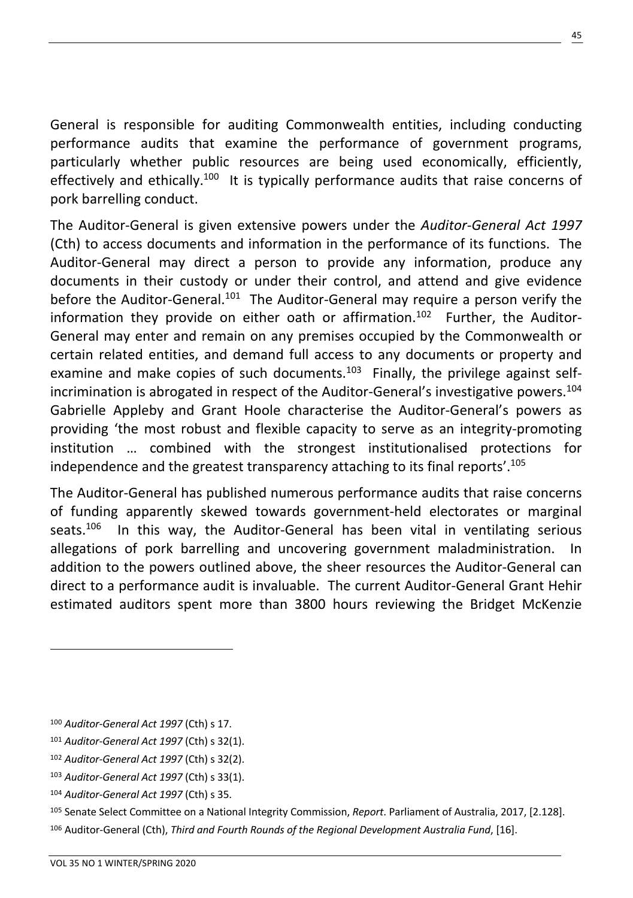General is responsible for auditing Commonwealth entities, including conducting performance audits that examine the performance of government programs, particularly whether public resources are being used economically, efficiently, effectively and ethically.[100] It is typically performance audits that raise concerns of pork barrelling conduct.

The Auditor-General is given extensive powers under the *Auditor-General Act 1997* (Cth) to access documents and information in the performance of its functions. The Auditor-General may direct a person to provide any information, produce any documents in their custody or under their control, and attend and give evidence before the Auditor-General.[101] The Auditor-General may require a person verify the information they provide on either oath or affirmation.[102] Further, the Auditor-General may enter and remain on any premises occupied by the Commonwealth or certain related entities, and demand full access to any documents or property and examine and make copies of such documents.[103] Finally, the privilege against self-incrimination is abrogated in respect of the Auditor-General's investigative powers.[104] Gabrielle Appleby and Grant Hoole characterise the Auditor-General's powers as providing 'the most robust and flexible capacity to serve as an integrity-promoting institution … combined with the strongest institutionalised protections for independence and the greatest transparency attaching to its final reports'.[105]

The Auditor-General has published numerous performance audits that raise concerns of funding apparently skewed towards government-held electorates or marginal seats.[106] In this way, the Auditor-General has been vital in ventilating serious allegations of pork barrelling and uncovering government maladministration. In addition to the powers outlined above, the sheer resources the Auditor-General can direct to a performance audit is invaluable. The current Auditor-General Grant Hehir estimated auditors spent more than 3800 hours reviewing the Bridget McKenzie

---

[100] *Auditor-General Act 1997* (Cth) s 17.

[101] *Auditor-General Act 1997* (Cth) s 32(1).

[102] *Auditor-General Act 1997* (Cth) s 32(2).

[103] *Auditor-General Act 1997* (Cth) s 33(1).

[104] *Auditor-General Act 1997* (Cth) s 35.

[105] Senate Select Committee on a National Integrity Commission, *Report*. Parliament of Australia, 2017, [2.128].

[106] Auditor-General (Cth), *Third and Fourth Rounds of the Regional Development Australia Fund*, [16].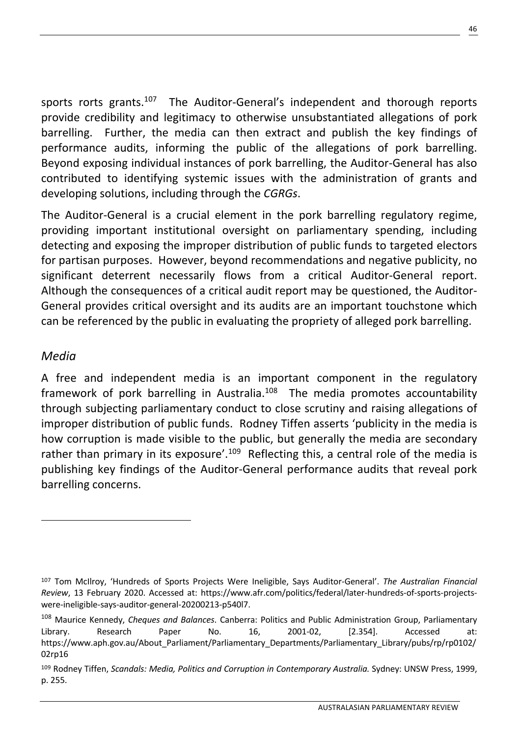sports rorts grants.[107] The Auditor-General's independent and thorough reports provide credibility and legitimacy to otherwise unsubstantiated allegations of pork barrelling. Further, the media can then extract and publish the key findings of performance audits, informing the public of the allegations of pork barrelling. Beyond exposing individual instances of pork barrelling, the Auditor-General has also contributed to identifying systemic issues with the administration of grants and developing solutions, including through the *CGRGs*.

The Auditor-General is a crucial element in the pork barrelling regulatory regime, providing important institutional oversight on parliamentary spending, including detecting and exposing the improper distribution of public funds to targeted electors for partisan purposes. However, beyond recommendations and negative publicity, no significant deterrent necessarily flows from a critical Auditor-General report. Although the consequences of a critical audit report may be questioned, the Auditor-General provides critical oversight and its audits are an important touchstone which can be referenced by the public in evaluating the propriety of alleged pork barrelling.

## *Media*

A free and independent media is an important component in the regulatory framework of pork barrelling in Australia.[108] The media promotes accountability through subjecting parliamentary conduct to close scrutiny and raising allegations of improper distribution of public funds. Rodney Tiffen asserts 'publicity in the media is how corruption is made visible to the public, but generally the media are secondary rather than primary in its exposure'.[109] Reflecting this, a central role of the media is publishing key findings of the Auditor-General performance audits that reveal pork barrelling concerns.

---

[107] Tom McIlroy, 'Hundreds of Sports Projects Were Ineligible, Says Auditor-General'. *The Australian Financial Review*, 13 February 2020. Accessed at: https://www.afr.com/politics/federal/later-hundreds-of-sports-projects-were-ineligible-says-auditor-general-20200213-p540l7.

[108] Maurice Kennedy, *Cheques and Balances*. Canberra: Politics and Public Administration Group, Parliamentary Library. Research Paper No. 16, 2001-02, [2.354]. Accessed at: https://www.aph.gov.au/About_Parliament/Parliamentary_Departments/Parliamentary_Library/pubs/rp/rp0102/02rp16

[109] Rodney Tiffen, *Scandals: Media, Politics and Corruption in Contemporary Australia.* Sydney: UNSW Press, 1999, p. 255.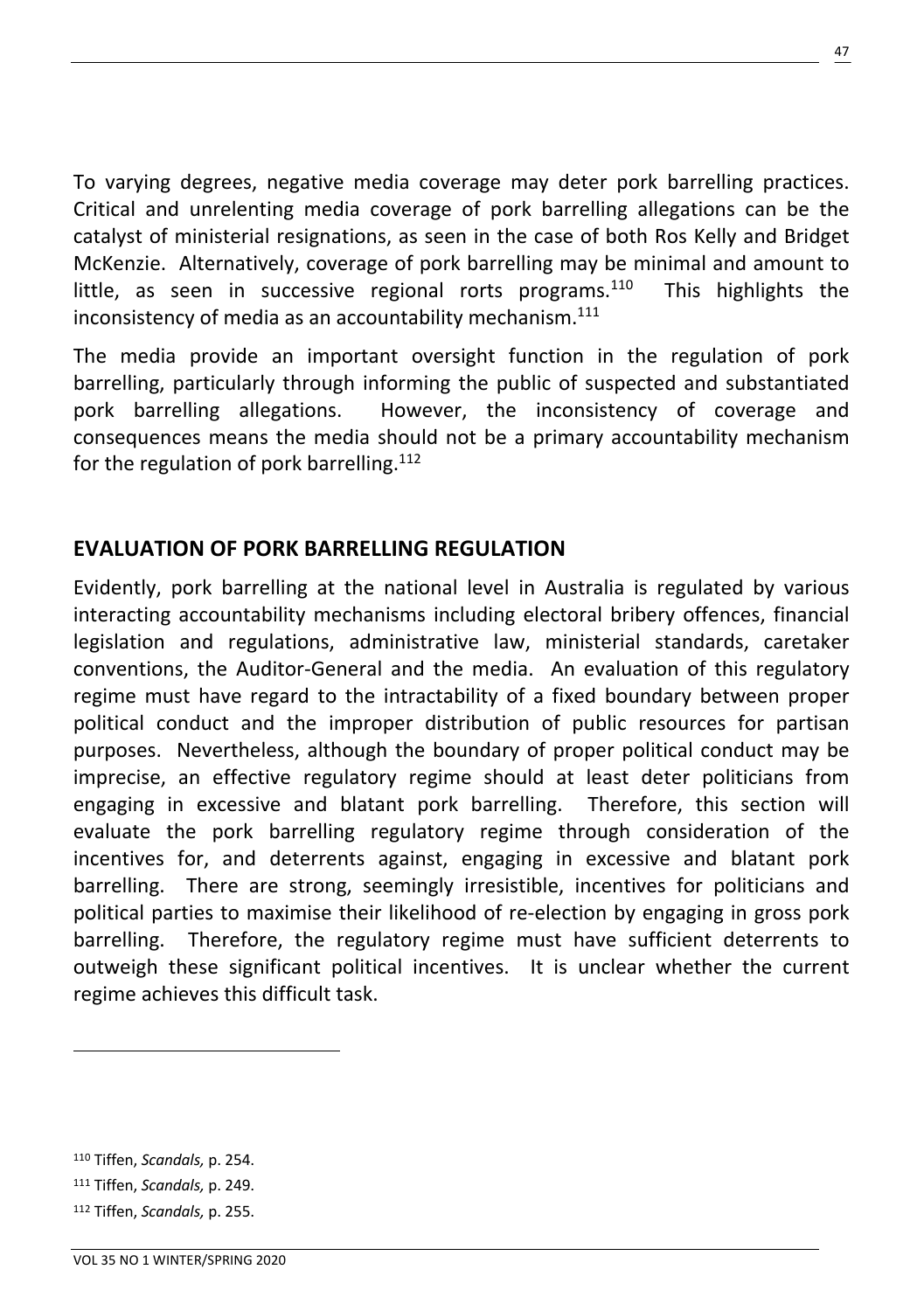To varying degrees, negative media coverage may deter pork barrelling practices. Critical and unrelenting media coverage of pork barrelling allegations can be the catalyst of ministerial resignations, as seen in the case of both Ros Kelly and Bridget McKenzie. Alternatively, coverage of pork barrelling may be minimal and amount to little, as seen in successive regional rorts programs.[110] This highlights the inconsistency of media as an accountability mechanism.[111]

The media provide an important oversight function in the regulation of pork barrelling, particularly through informing the public of suspected and substantiated pork barrelling allegations. However, the inconsistency of coverage and consequences means the media should not be a primary accountability mechanism for the regulation of pork barrelling.[112]

## EVALUATION OF PORK BARRELLING REGULATION

Evidently, pork barrelling at the national level in Australia is regulated by various interacting accountability mechanisms including electoral bribery offences, financial legislation and regulations, administrative law, ministerial standards, caretaker conventions, the Auditor-General and the media. An evaluation of this regulatory regime must have regard to the intractability of a fixed boundary between proper political conduct and the improper distribution of public resources for partisan purposes. Nevertheless, although the boundary of proper political conduct may be imprecise, an effective regulatory regime should at least deter politicians from engaging in excessive and blatant pork barrelling. Therefore, this section will evaluate the pork barrelling regulatory regime through consideration of the incentives for, and deterrents against, engaging in excessive and blatant pork barrelling. There are strong, seemingly irresistible, incentives for politicians and political parties to maximise their likelihood of re-election by engaging in gross pork barrelling. Therefore, the regulatory regime must have sufficient deterrents to outweigh these significant political incentives. It is unclear whether the current regime achieves this difficult task.

---

[110] Tiffen, *Scandals,* p. 254.

[111] Tiffen, *Scandals,* p. 249.

[112] Tiffen, *Scandals,* p. 255.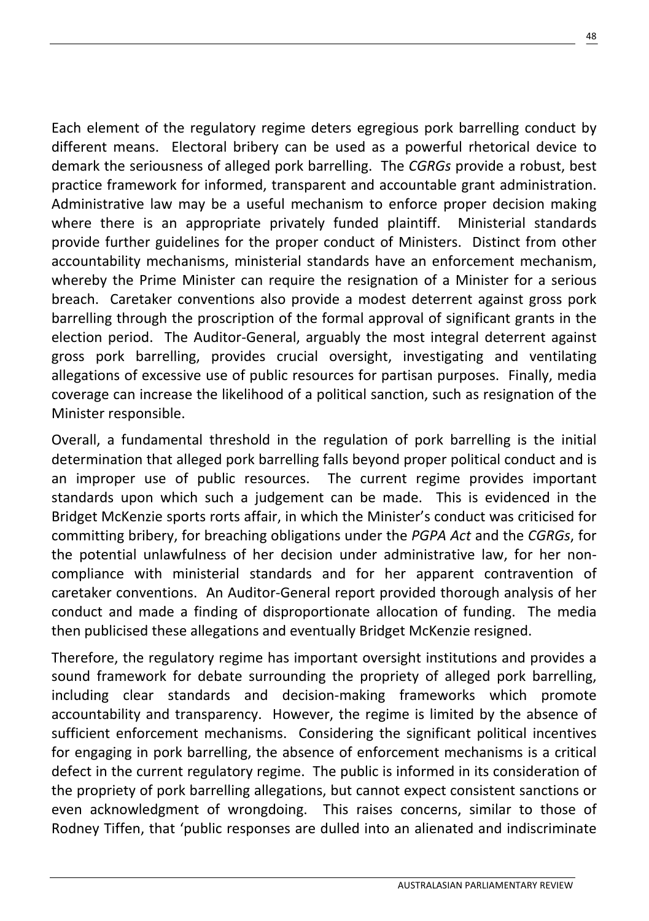Each element of the regulatory regime deters egregious pork barrelling conduct by different means. Electoral bribery can be used as a powerful rhetorical device to demark the seriousness of alleged pork barrelling. The *CGRGs* provide a robust, best practice framework for informed, transparent and accountable grant administration. Administrative law may be a useful mechanism to enforce proper decision making where there is an appropriate privately funded plaintiff. Ministerial standards provide further guidelines for the proper conduct of Ministers. Distinct from other accountability mechanisms, ministerial standards have an enforcement mechanism, whereby the Prime Minister can require the resignation of a Minister for a serious breach. Caretaker conventions also provide a modest deterrent against gross pork barrelling through the proscription of the formal approval of significant grants in the election period. The Auditor-General, arguably the most integral deterrent against gross pork barrelling, provides crucial oversight, investigating and ventilating allegations of excessive use of public resources for partisan purposes. Finally, media coverage can increase the likelihood of a political sanction, such as resignation of the Minister responsible.

Overall, a fundamental threshold in the regulation of pork barrelling is the initial determination that alleged pork barrelling falls beyond proper political conduct and is an improper use of public resources. The current regime provides important standards upon which such a judgement can be made. This is evidenced in the Bridget McKenzie sports rorts affair, in which the Minister's conduct was criticised for committing bribery, for breaching obligations under the *PGPA Act* and the *CGRGs*, for the potential unlawfulness of her decision under administrative law, for her non-compliance with ministerial standards and for her apparent contravention of caretaker conventions. An Auditor-General report provided thorough analysis of her conduct and made a finding of disproportionate allocation of funding. The media then publicised these allegations and eventually Bridget McKenzie resigned.

Therefore, the regulatory regime has important oversight institutions and provides a sound framework for debate surrounding the propriety of alleged pork barrelling, including clear standards and decision-making frameworks which promote accountability and transparency. However, the regime is limited by the absence of sufficient enforcement mechanisms. Considering the significant political incentives for engaging in pork barrelling, the absence of enforcement mechanisms is a critical defect in the current regulatory regime. The public is informed in its consideration of the propriety of pork barrelling allegations, but cannot expect consistent sanctions or even acknowledgment of wrongdoing. This raises concerns, similar to those of Rodney Tiffen, that 'public responses are dulled into an alienated and indiscriminate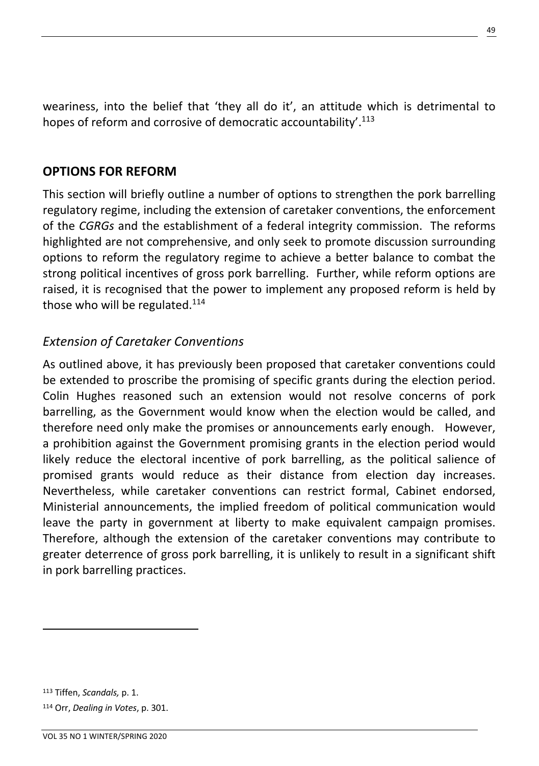weariness, into the belief that 'they all do it', an attitude which is detrimental to hopes of reform and corrosive of democratic accountability'.[113]

## OPTIONS FOR REFORM

This section will briefly outline a number of options to strengthen the pork barrelling regulatory regime, including the extension of caretaker conventions, the enforcement of the *CGRGs* and the establishment of a federal integrity commission. The reforms highlighted are not comprehensive, and only seek to promote discussion surrounding options to reform the regulatory regime to achieve a better balance to combat the strong political incentives of gross pork barrelling. Further, while reform options are raised, it is recognised that the power to implement any proposed reform is held by those who will be regulated.[114]

### *Extension of Caretaker Conventions*

As outlined above, it has previously been proposed that caretaker conventions could be extended to proscribe the promising of specific grants during the election period. Colin Hughes reasoned such an extension would not resolve concerns of pork barrelling, as the Government would know when the election would be called, and therefore need only make the promises or announcements early enough. However, a prohibition against the Government promising grants in the election period would likely reduce the electoral incentive of pork barrelling, as the political salience of promised grants would reduce as their distance from election day increases. Nevertheless, while caretaker conventions can restrict formal, Cabinet endorsed, Ministerial announcements, the implied freedom of political communication would leave the party in government at liberty to make equivalent campaign promises. Therefore, although the extension of the caretaker conventions may contribute to greater deterrence of gross pork barrelling, it is unlikely to result in a significant shift in pork barrelling practices.

---

[113] Tiffen, *Scandals,* p. 1.

[114] Orr, *Dealing in Votes*, p. 301.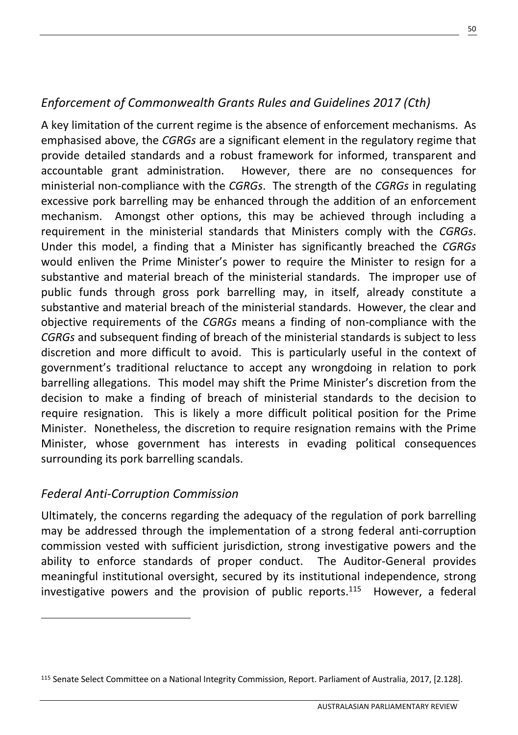## *Enforcement of Commonwealth Grants Rules and Guidelines 2017 (Cth)*

A key limitation of the current regime is the absence of enforcement mechanisms. As emphasised above, the *CGRGs* are a significant element in the regulatory regime that provide detailed standards and a robust framework for informed, transparent and accountable grant administration. However, there are no consequences for ministerial non-compliance with the *CGRGs*. The strength of the *CGRGs* in regulating excessive pork barrelling may be enhanced through the addition of an enforcement mechanism. Amongst other options, this may be achieved through including a requirement in the ministerial standards that Ministers comply with the *CGRGs*. Under this model, a finding that a Minister has significantly breached the *CGRGs* would enliven the Prime Minister's power to require the Minister to resign for a substantive and material breach of the ministerial standards. The improper use of public funds through gross pork barrelling may, in itself, already constitute a substantive and material breach of the ministerial standards. However, the clear and objective requirements of the *CGRGs* means a finding of non-compliance with the *CGRGs* and subsequent finding of breach of the ministerial standards is subject to less discretion and more difficult to avoid. This is particularly useful in the context of government's traditional reluctance to accept any wrongdoing in relation to pork barrelling allegations. This model may shift the Prime Minister's discretion from the decision to make a finding of breach of ministerial standards to the decision to require resignation. This is likely a more difficult political position for the Prime Minister. Nonetheless, the discretion to require resignation remains with the Prime Minister, whose government has interests in evading political consequences surrounding its pork barrelling scandals.

## *Federal Anti-Corruption Commission*

Ultimately, the concerns regarding the adequacy of the regulation of pork barrelling may be addressed through the implementation of a strong federal anti-corruption commission vested with sufficient jurisdiction, strong investigative powers and the ability to enforce standards of proper conduct. The Auditor-General provides meaningful institutional oversight, secured by its institutional independence, strong investigative powers and the provision of public reports.[115] However, a federal

[115] Senate Select Committee on a National Integrity Commission, Report. Parliament of Australia, 2017, [2.128].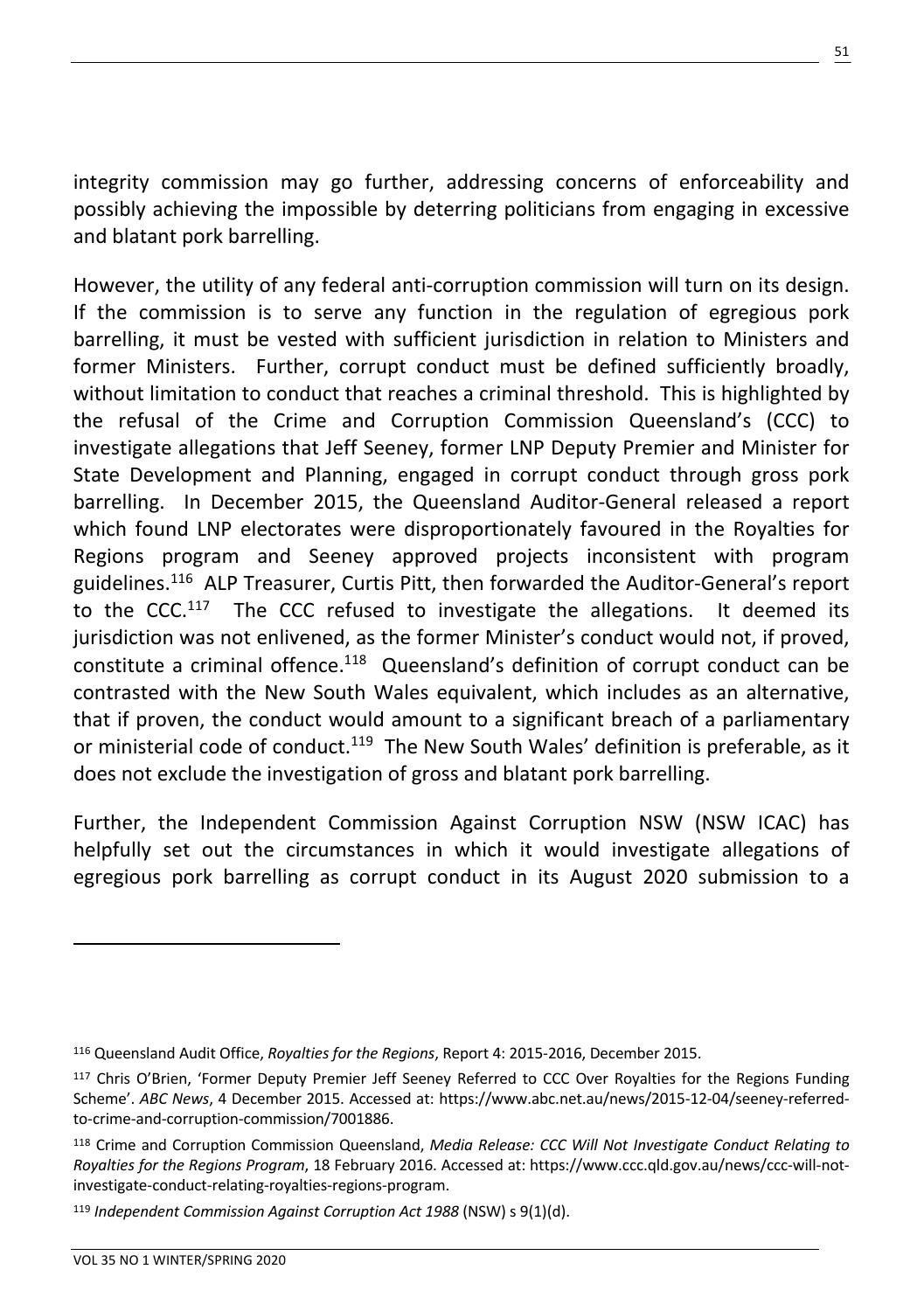integrity commission may go further, addressing concerns of enforceability and possibly achieving the impossible by deterring politicians from engaging in excessive and blatant pork barrelling.

However, the utility of any federal anti-corruption commission will turn on its design. If the commission is to serve any function in the regulation of egregious pork barrelling, it must be vested with sufficient jurisdiction in relation to Ministers and former Ministers. Further, corrupt conduct must be defined sufficiently broadly, without limitation to conduct that reaches a criminal threshold. This is highlighted by the refusal of the Crime and Corruption Commission Queensland's (CCC) to investigate allegations that Jeff Seeney, former LNP Deputy Premier and Minister for State Development and Planning, engaged in corrupt conduct through gross pork barrelling. In December 2015, the Queensland Auditor-General released a report which found LNP electorates were disproportionately favoured in the Royalties for Regions program and Seeney approved projects inconsistent with program guidelines.[116] ALP Treasurer, Curtis Pitt, then forwarded the Auditor-General's report to the CCC.[117] The CCC refused to investigate the allegations. It deemed its jurisdiction was not enlivened, as the former Minister's conduct would not, if proved, constitute a criminal offence.[118] Queensland's definition of corrupt conduct can be contrasted with the New South Wales equivalent, which includes as an alternative, that if proven, the conduct would amount to a significant breach of a parliamentary or ministerial code of conduct.[119] The New South Wales' definition is preferable, as it does not exclude the investigation of gross and blatant pork barrelling.

Further, the Independent Commission Against Corruption NSW (NSW ICAC) has helpfully set out the circumstances in which it would investigate allegations of egregious pork barrelling as corrupt conduct in its August 2020 submission to a

---

[116] Queensland Audit Office, *Royalties for the Regions*, Report 4: 2015-2016, December 2015.

[117] Chris O'Brien, 'Former Deputy Premier Jeff Seeney Referred to CCC Over Royalties for the Regions Funding Scheme'. *ABC News*, 4 December 2015. Accessed at: https://www.abc.net.au/news/2015-12-04/seeney-referred-to-crime-and-corruption-commission/7001886.

[118] Crime and Corruption Commission Queensland, *Media Release: CCC Will Not Investigate Conduct Relating to Royalties for the Regions Program*, 18 February 2016. Accessed at: https://www.ccc.qld.gov.au/news/ccc-will-not-investigate-conduct-relating-royalties-regions-program.

[119] *Independent Commission Against Corruption Act 1988* (NSW) s 9(1)(d).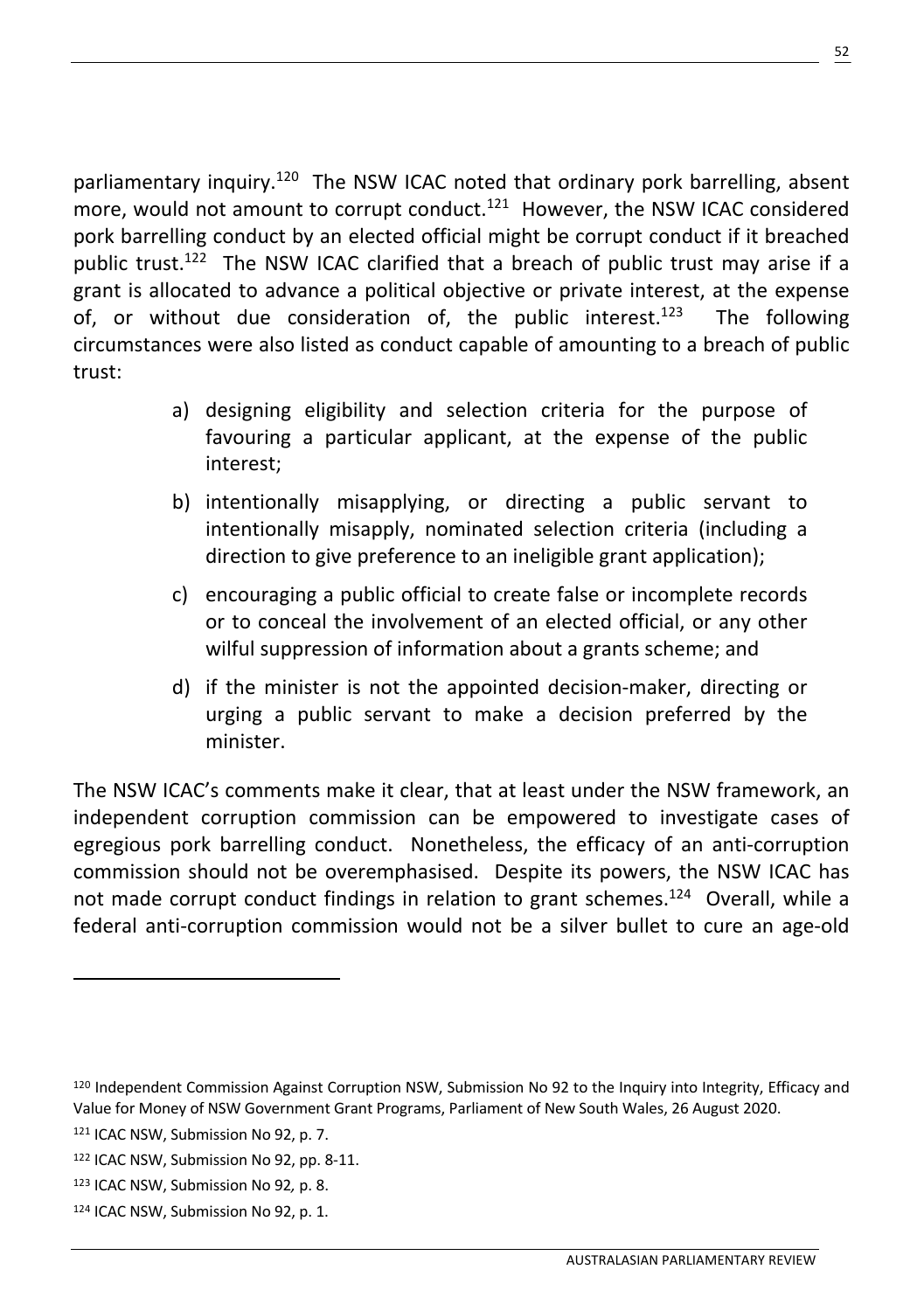parliamentary inquiry.[120] The NSW ICAC noted that ordinary pork barrelling, absent more, would not amount to corrupt conduct.[121] However, the NSW ICAC considered pork barrelling conduct by an elected official might be corrupt conduct if it breached public trust.[122] The NSW ICAC clarified that a breach of public trust may arise if a grant is allocated to advance a political objective or private interest, at the expense of, or without due consideration of, the public interest.[123] The following circumstances were also listed as conduct capable of amounting to a breach of public trust:

a) designing eligibility and selection criteria for the purpose of favouring a particular applicant, at the expense of the public interest;

b) intentionally misapplying, or directing a public servant to intentionally misapply, nominated selection criteria (including a direction to give preference to an ineligible grant application);

c) encouraging a public official to create false or incomplete records or to conceal the involvement of an elected official, or any other wilful suppression of information about a grants scheme; and

d) if the minister is not the appointed decision-maker, directing or urging a public servant to make a decision preferred by the minister.

The NSW ICAC's comments make it clear, that at least under the NSW framework, an independent corruption commission can be empowered to investigate cases of egregious pork barrelling conduct. Nonetheless, the efficacy of an anti-corruption commission should not be overemphasised. Despite its powers, the NSW ICAC has not made corrupt conduct findings in relation to grant schemes.[124] Overall, while a federal anti-corruption commission would not be a silver bullet to cure an age-old

---

[120] Independent Commission Against Corruption NSW, Submission No 92 to the Inquiry into Integrity, Efficacy and Value for Money of NSW Government Grant Programs, Parliament of New South Wales, 26 August 2020.

[121] ICAC NSW, Submission No 92, p. 7.

[122] ICAC NSW, Submission No 92, pp. 8-11.

[123] ICAC NSW, Submission No 92, p. 8.

[124] ICAC NSW, Submission No 92, p. 1.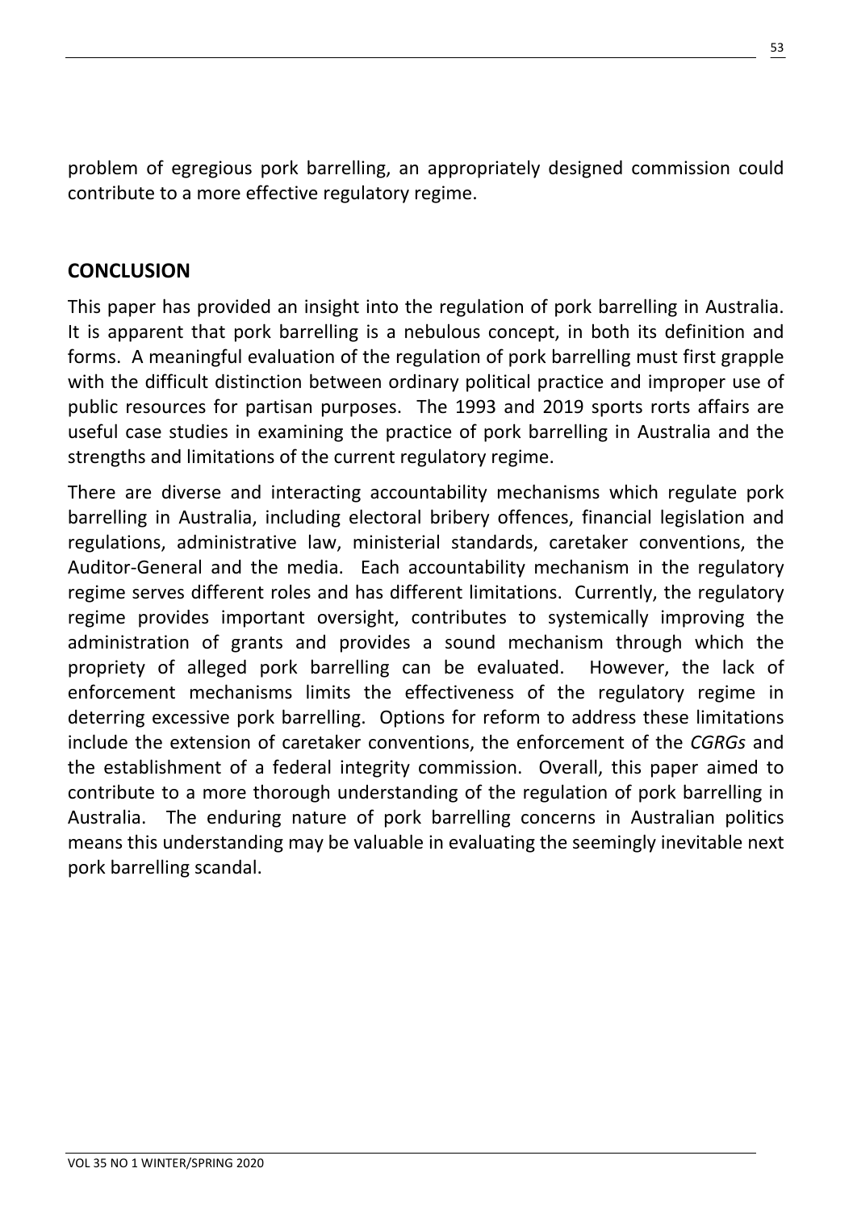problem of egregious pork barrelling, an appropriately designed commission could contribute to a more effective regulatory regime.

## CONCLUSION

This paper has provided an insight into the regulation of pork barrelling in Australia. It is apparent that pork barrelling is a nebulous concept, in both its definition and forms. A meaningful evaluation of the regulation of pork barrelling must first grapple with the difficult distinction between ordinary political practice and improper use of public resources for partisan purposes. The 1993 and 2019 sports rorts affairs are useful case studies in examining the practice of pork barrelling in Australia and the strengths and limitations of the current regulatory regime.

There are diverse and interacting accountability mechanisms which regulate pork barrelling in Australia, including electoral bribery offences, financial legislation and regulations, administrative law, ministerial standards, caretaker conventions, the Auditor-General and the media. Each accountability mechanism in the regulatory regime serves different roles and has different limitations. Currently, the regulatory regime provides important oversight, contributes to systemically improving the administration of grants and provides a sound mechanism through which the propriety of alleged pork barrelling can be evaluated. However, the lack of enforcement mechanisms limits the effectiveness of the regulatory regime in deterring excessive pork barrelling. Options for reform to address these limitations include the extension of caretaker conventions, the enforcement of the *CGRGs* and the establishment of a federal integrity commission. Overall, this paper aimed to contribute to a more thorough understanding of the regulation of pork barrelling in Australia. The enduring nature of pork barrelling concerns in Australian politics means this understanding may be valuable in evaluating the seemingly inevitable next pork barrelling scandal.